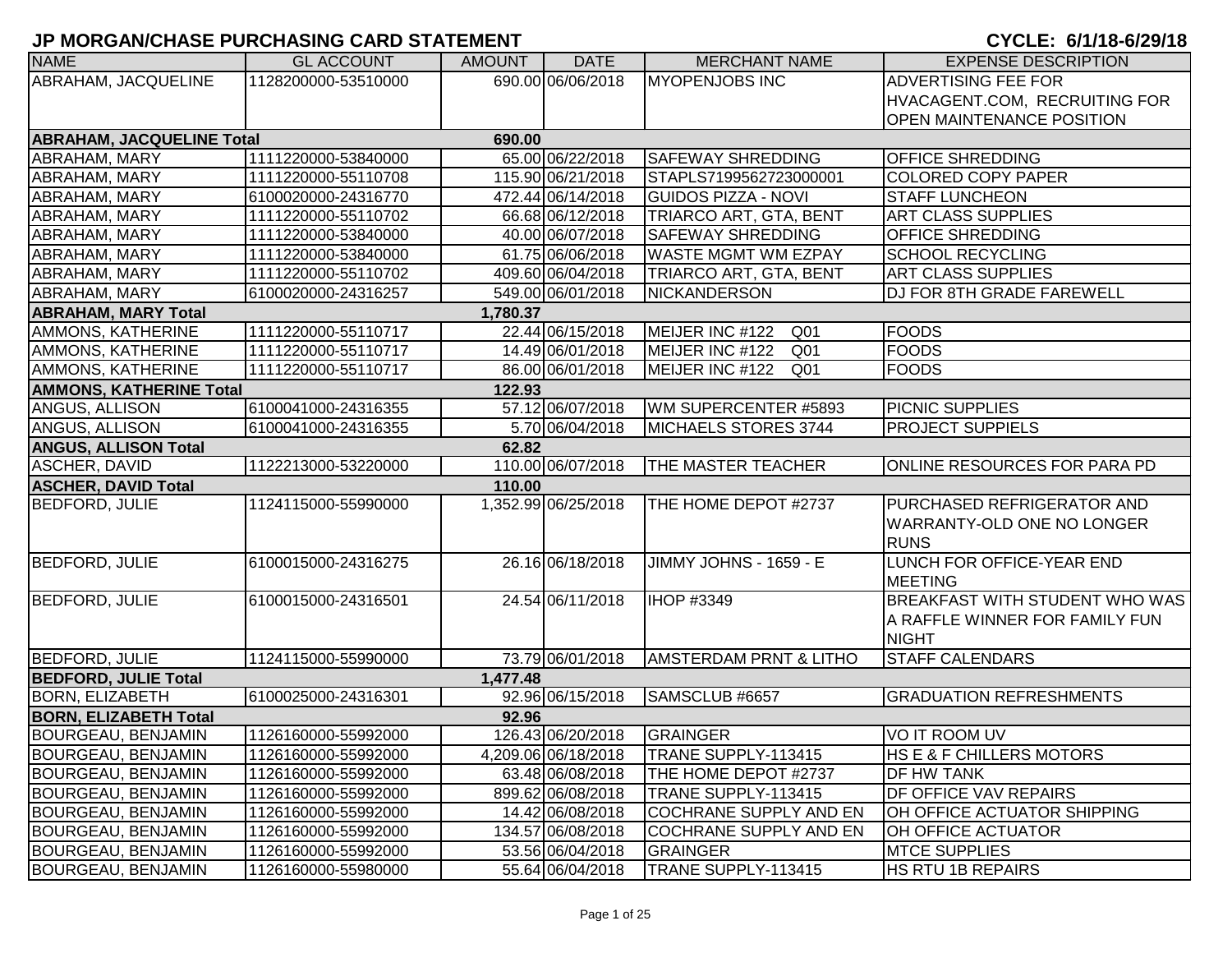# JP MORGAN/CHASE PURCHASING CARD STATEMENT

**CYCLE: 6/1/18-6/29/18**

| NAME | GL ACCOUNT | AMOUNT | DATE | MERCHANT NAME | EXPENSE DESCRIPTION |
|---|---|---|---|---|---|
| ABRAHAM, JACQUELINE | 1128200000-53510000 | 690.00 | 06/06/2018 | MYOPENJOBS INC | ADVERTISING FEE FOR HVACAGENT.COM, RECRUITING FOR OPEN MAINTENANCE POSITION |
| **ABRAHAM, JACQUELINE Total** | | **690.00** | | | |
| ABRAHAM, MARY | 1111220000-53840000 | 65.00 | 06/22/2018 | SAFEWAY SHREDDING | OFFICE SHREDDING |
| ABRAHAM, MARY | 1111220000-55110708 | 115.90 | 06/21/2018 | STAPLS7199562723000001 | COLORED COPY PAPER |
| ABRAHAM, MARY | 6100020000-24316770 | 472.44 | 06/14/2018 | GUIDOS PIZZA - NOVI | STAFF LUNCHEON |
| ABRAHAM, MARY | 1111220000-55110702 | 66.68 | 06/12/2018 | TRIARCO ART, GTA, BENT | ART CLASS SUPPLIES |
| ABRAHAM, MARY | 1111220000-53840000 | 40.00 | 06/07/2018 | SAFEWAY SHREDDING | OFFICE SHREDDING |
| ABRAHAM, MARY | 1111220000-53840000 | 61.75 | 06/06/2018 | WASTE MGMT WM EZPAY | SCHOOL RECYCLING |
| ABRAHAM, MARY | 1111220000-55110702 | 409.60 | 06/04/2018 | TRIARCO ART, GTA, BENT | ART CLASS SUPPLIES |
| ABRAHAM, MARY | 6100020000-24316257 | 549.00 | 06/01/2018 | NICKANDERSON | DJ FOR 8TH GRADE FAREWELL |
| **ABRAHAM, MARY Total** | | **1,780.37** | | | |
| AMMONS, KATHERINE | 1111220000-55110717 | 22.44 | 06/15/2018 | MEIJER INC #122 Q01 | FOODS |
| AMMONS, KATHERINE | 1111220000-55110717 | 14.49 | 06/01/2018 | MEIJER INC #122 Q01 | FOODS |
| AMMONS, KATHERINE | 1111220000-55110717 | 86.00 | 06/01/2018 | MEIJER INC #122 Q01 | FOODS |
| **AMMONS, KATHERINE Total** | | **122.93** | | | |
| ANGUS, ALLISON | 6100041000-24316355 | 57.12 | 06/07/2018 | WM SUPERCENTER #5893 | PICNIC SUPPLIES |
| ANGUS, ALLISON | 6100041000-24316355 | 5.70 | 06/04/2018 | MICHAELS STORES 3744 | PROJECT SUPPIELS |
| **ANGUS, ALLISON Total** | | **62.82** | | | |
| ASCHER, DAVID | 1122213000-53220000 | 110.00 | 06/07/2018 | THE MASTER TEACHER | ONLINE RESOURCES FOR PARA PD |
| **ASCHER, DAVID Total** | | **110.00** | | | |
| BEDFORD, JULIE | 1124115000-55990000 | 1,352.99 | 06/25/2018 | THE HOME DEPOT #2737 | PURCHASED REFRIGERATOR AND WARRANTY-OLD ONE NO LONGER RUNS |
| BEDFORD, JULIE | 6100015000-24316275 | 26.16 | 06/18/2018 | JIMMY JOHNS - 1659 - E | LUNCH FOR OFFICE-YEAR END MEETING |
| BEDFORD, JULIE | 6100015000-24316501 | 24.54 | 06/11/2018 | IHOP #3349 | BREAKFAST WITH STUDENT WHO WAS A RAFFLE WINNER FOR FAMILY FUN NIGHT |
| BEDFORD, JULIE | 1124115000-55990000 | 73.79 | 06/01/2018 | AMSTERDAM PRNT & LITHO | STAFF CALENDARS |
| **BEDFORD, JULIE Total** | | **1,477.48** | | | |
| BORN, ELIZABETH | 6100025000-24316301 | 92.96 | 06/15/2018 | SAMSCLUB #6657 | GRADUATION REFRESHMENTS |
| **BORN, ELIZABETH Total** | | **92.96** | | | |
| BOURGEAU, BENJAMIN | 1126160000-55992000 | 126.43 | 06/20/2018 | GRAINGER | VO IT ROOM UV |
| BOURGEAU, BENJAMIN | 1126160000-55992000 | 4,209.06 | 06/18/2018 | TRANE SUPPLY-113415 | HS E & F CHILLERS MOTORS |
| BOURGEAU, BENJAMIN | 1126160000-55992000 | 63.48 | 06/08/2018 | THE HOME DEPOT #2737 | DF HW TANK |
| BOURGEAU, BENJAMIN | 1126160000-55992000 | 899.62 | 06/08/2018 | TRANE SUPPLY-113415 | DF OFFICE VAV REPAIRS |
| BOURGEAU, BENJAMIN | 1126160000-55992000 | 14.42 | 06/08/2018 | COCHRANE SUPPLY AND EN | OH OFFICE ACTUATOR SHIPPING |
| BOURGEAU, BENJAMIN | 1126160000-55992000 | 134.57 | 06/08/2018 | COCHRANE SUPPLY AND EN | OH OFFICE ACTUATOR |
| BOURGEAU, BENJAMIN | 1126160000-55992000 | 53.56 | 06/04/2018 | GRAINGER | MTCE SUPPLIES |
| BOURGEAU, BENJAMIN | 1126160000-55980000 | 55.64 | 06/04/2018 | TRANE SUPPLY-113415 | HS RTU 1B REPAIRS |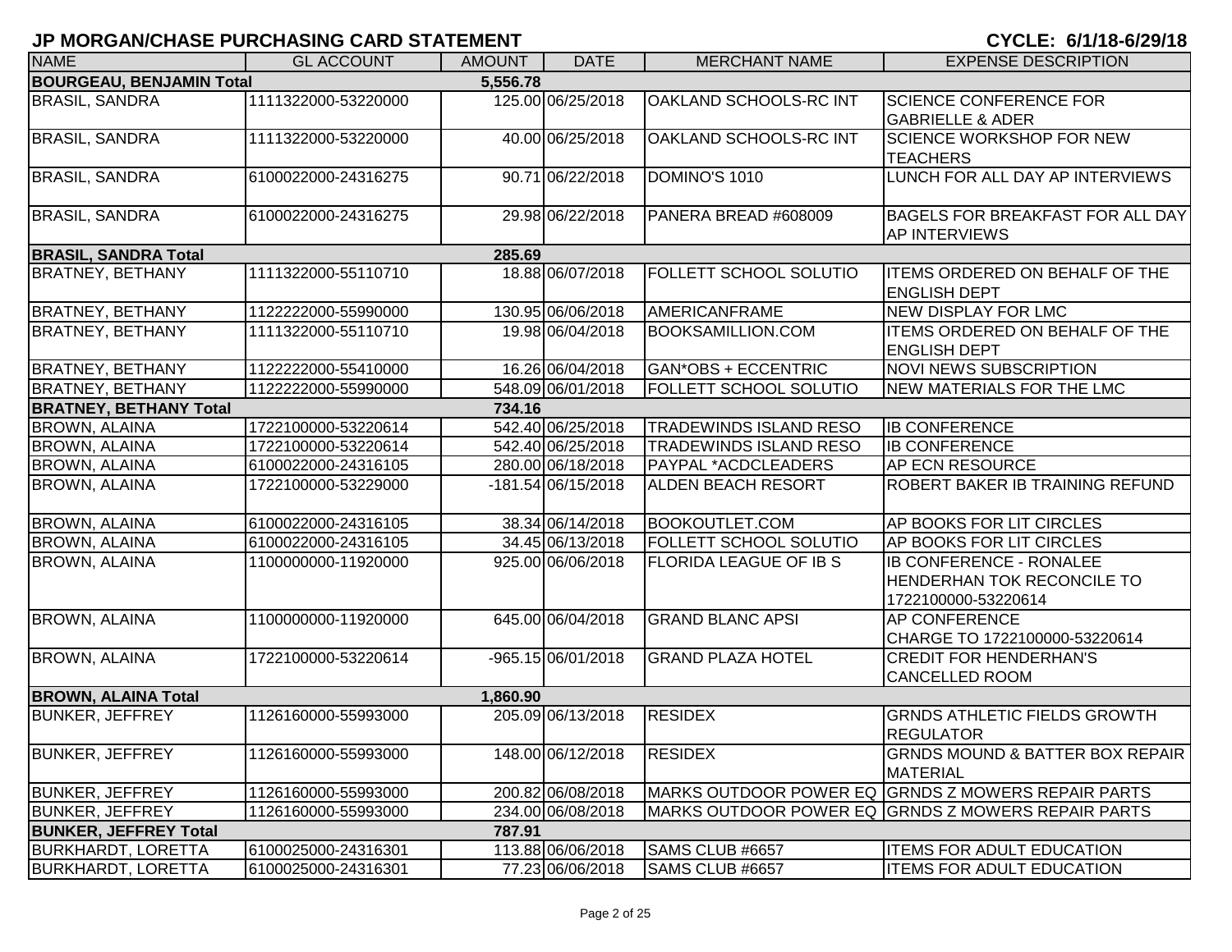## JP MORGAN/CHASE PURCHASING CARD STATEMENT

**CYCLE: 6/1/18-6/29/18**

| NAME | GL ACCOUNT | AMOUNT | DATE | MERCHANT NAME | EXPENSE DESCRIPTION |
|---|---|---|---|---|---|
| **BOURGEAU, BENJAMIN Total** | | **5,556.78** | | | |
| BRASIL, SANDRA | 1111322000-53220000 | 125.00 | 06/25/2018 | OAKLAND SCHOOLS-RC INT | SCIENCE CONFERENCE FOR GABRIELLE & ADER |
| BRASIL, SANDRA | 1111322000-53220000 | 40.00 | 06/25/2018 | OAKLAND SCHOOLS-RC INT | SCIENCE WORKSHOP FOR NEW TEACHERS |
| BRASIL, SANDRA | 6100022000-24316275 | 90.71 | 06/22/2018 | DOMINO'S 1010 | LUNCH FOR ALL DAY AP INTERVIEWS |
| BRASIL, SANDRA | 6100022000-24316275 | 29.98 | 06/22/2018 | PANERA BREAD #608009 | BAGELS FOR BREAKFAST FOR ALL DAY AP INTERVIEWS |
| **BRASIL, SANDRA Total** | | **285.69** | | | |
| BRATNEY, BETHANY | 1111322000-55110710 | 18.88 | 06/07/2018 | FOLLETT SCHOOL SOLUTIO | ITEMS ORDERED ON BEHALF OF THE ENGLISH DEPT |
| BRATNEY, BETHANY | 1122222000-55990000 | 130.95 | 06/06/2018 | AMERICANFRAME | NEW DISPLAY FOR LMC |
| BRATNEY, BETHANY | 1111322000-55110710 | 19.98 | 06/04/2018 | BOOKSAMILLION.COM | ITEMS ORDERED ON BEHALF OF THE ENGLISH DEPT |
| BRATNEY, BETHANY | 1122222000-55410000 | 16.26 | 06/04/2018 | GAN*OBS + ECCENTRIC | NOVI NEWS SUBSCRIPTION |
| BRATNEY, BETHANY | 1122222000-55990000 | 548.09 | 06/01/2018 | FOLLETT SCHOOL SOLUTIO | NEW MATERIALS FOR THE LMC |
| **BRATNEY, BETHANY Total** | | **734.16** | | | |
| BROWN, ALAINA | 1722100000-53220614 | 542.40 | 06/25/2018 | TRADEWINDS ISLAND RESO | IB CONFERENCE |
| BROWN, ALAINA | 1722100000-53220614 | 542.40 | 06/25/2018 | TRADEWINDS ISLAND RESO | IB CONFERENCE |
| BROWN, ALAINA | 6100022000-24316105 | 280.00 | 06/18/2018 | PAYPAL *ACDCLEADERS | AP ECN RESOURCE |
| BROWN, ALAINA | 1722100000-53229000 | -181.54 | 06/15/2018 | ALDEN BEACH RESORT | ROBERT BAKER IB TRAINING REFUND |
| BROWN, ALAINA | 6100022000-24316105 | 38.34 | 06/14/2018 | BOOKOUTLET.COM | AP BOOKS FOR LIT CIRCLES |
| BROWN, ALAINA | 6100022000-24316105 | 34.45 | 06/13/2018 | FOLLETT SCHOOL SOLUTIO | AP BOOKS FOR LIT CIRCLES |
| BROWN, ALAINA | 1100000000-11920000 | 925.00 | 06/06/2018 | FLORIDA LEAGUE OF IB S | IB CONFERENCE - RONALEE HENDERHAN TOK RECONCILE TO 1722100000-53220614 |
| BROWN, ALAINA | 1100000000-11920000 | 645.00 | 06/04/2018 | GRAND BLANC APSI | AP CONFERENCE CHARGE TO 1722100000-53220614 |
| BROWN, ALAINA | 1722100000-53220614 | -965.15 | 06/01/2018 | GRAND PLAZA HOTEL | CREDIT FOR HENDERHAN'S CANCELLED ROOM |
| **BROWN, ALAINA Total** | | **1,860.90** | | | |
| BUNKER, JEFFREY | 1126160000-55993000 | 205.09 | 06/13/2018 | RESIDEX | GRNDS ATHLETIC FIELDS GROWTH REGULATOR |
| BUNKER, JEFFREY | 1126160000-55993000 | 148.00 | 06/12/2018 | RESIDEX | GRNDS MOUND & BATTER BOX REPAIR MATERIAL |
| BUNKER, JEFFREY | 1126160000-55993000 | 200.82 | 06/08/2018 | MARKS OUTDOOR POWER EQ | GRNDS Z MOWERS REPAIR PARTS |
| BUNKER, JEFFREY | 1126160000-55993000 | 234.00 | 06/08/2018 | MARKS OUTDOOR POWER EQ | GRNDS Z MOWERS REPAIR PARTS |
| **BUNKER, JEFFREY Total** | | **787.91** | | | |
| BURKHARDT, LORETTA | 6100025000-24316301 | 113.88 | 06/06/2018 | SAMS CLUB #6657 | ITEMS FOR ADULT EDUCATION |
| BURKHARDT, LORETTA | 6100025000-24316301 | 77.23 | 06/06/2018 | SAMS CLUB #6657 | ITEMS FOR ADULT EDUCATION |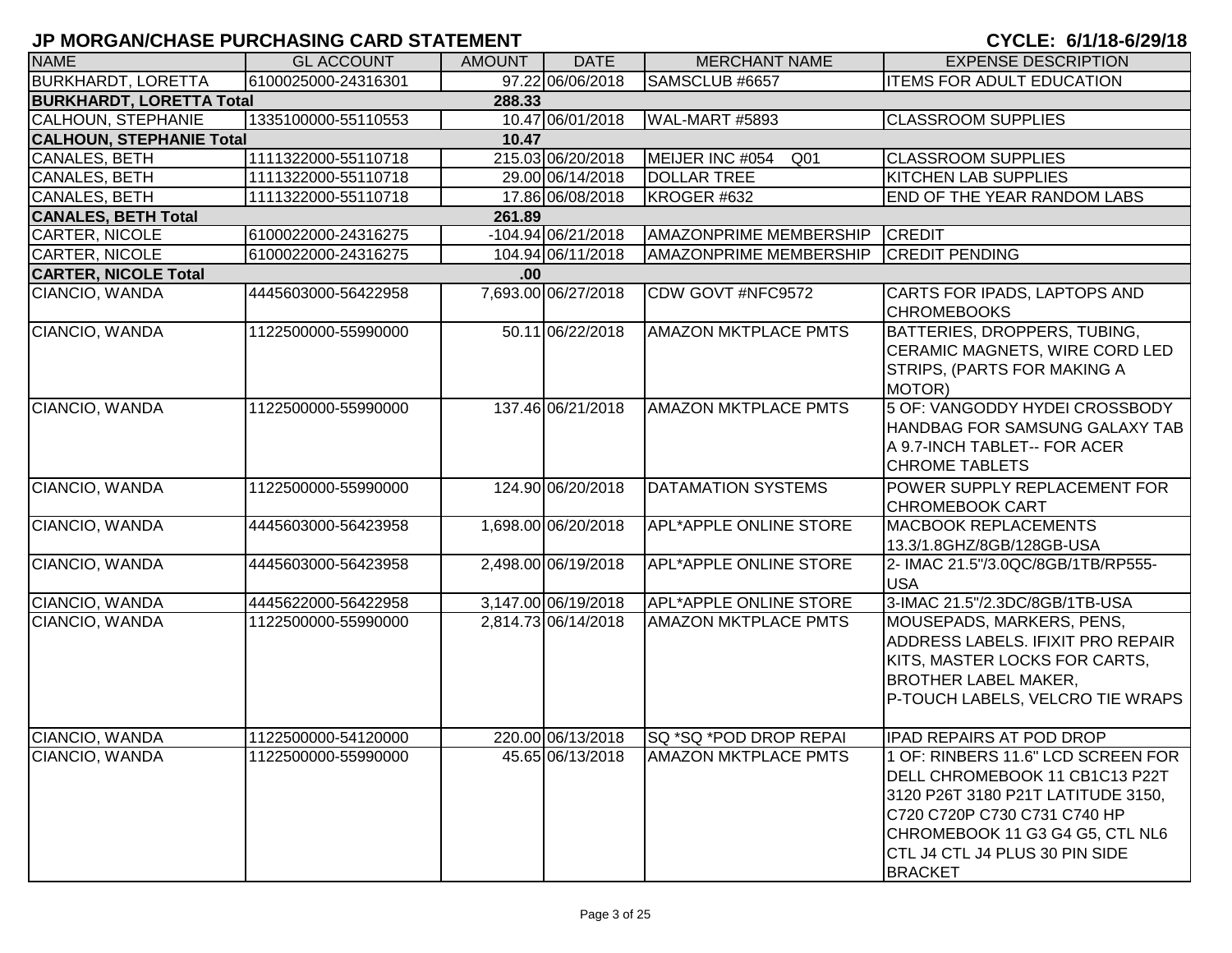# JP MORGAN/CHASE PURCHASING CARD STATEMENT

**CYCLE: 6/1/18-6/29/18**

| NAME | GL ACCOUNT | AMOUNT | DATE | MERCHANT NAME | EXPENSE DESCRIPTION |
|---|---|---|---|---|---|
| BURKHARDT, LORETTA | 6100025000-24316301 | 97.22 | 06/06/2018 | SAMSCLUB #6657 | ITEMS FOR ADULT EDUCATION |
| **BURKHARDT, LORETTA Total** | | **288.33** | | | |
| CALHOUN, STEPHANIE | 1335100000-55110553 | 10.47 | 06/01/2018 | WAL-MART #5893 | CLASSROOM SUPPLIES |
| **CALHOUN, STEPHANIE Total** | | **10.47** | | | |
| CANALES, BETH | 1111322000-55110718 | 215.03 | 06/20/2018 | MEIJER INC #054 Q01 | CLASSROOM SUPPLIES |
| CANALES, BETH | 1111322000-55110718 | 29.00 | 06/14/2018 | DOLLAR TREE | KITCHEN LAB SUPPLIES |
| CANALES, BETH | 1111322000-55110718 | 17.86 | 06/08/2018 | KROGER #632 | END OF THE YEAR RANDOM LABS |
| **CANALES, BETH Total** | | **261.89** | | | |
| CARTER, NICOLE | 6100022000-24316275 | -104.94 | 06/21/2018 | AMAZONPRIME MEMBERSHIP | CREDIT |
| CARTER, NICOLE | 6100022000-24316275 | 104.94 | 06/11/2018 | AMAZONPRIME MEMBERSHIP | CREDIT PENDING |
| **CARTER, NICOLE Total** | | **.00** | | | |
| CIANCIO, WANDA | 4445603000-56422958 | 7,693.00 | 06/27/2018 | CDW GOVT #NFC9572 | CARTS FOR IPADS, LAPTOPS AND CHROMEBOOKS |
| CIANCIO, WANDA | 1122500000-55990000 | 50.11 | 06/22/2018 | AMAZON MKTPLACE PMTS | BATTERIES, DROPPERS, TUBING, CERAMIC MAGNETS, WIRE CORD LED STRIPS, (PARTS FOR MAKING A MOTOR) |
| CIANCIO, WANDA | 1122500000-55990000 | 137.46 | 06/21/2018 | AMAZON MKTPLACE PMTS | 5 OF: VANGODDY HYDEI CROSSBODY HANDBAG FOR SAMSUNG GALAXY TAB A 9.7-INCH TABLET-- FOR ACER CHROME TABLETS |
| CIANCIO, WANDA | 1122500000-55990000 | 124.90 | 06/20/2018 | DATAMATION SYSTEMS | POWER SUPPLY REPLACEMENT FOR CHROMEBOOK CART |
| CIANCIO, WANDA | 4445603000-56423958 | 1,698.00 | 06/20/2018 | APL*APPLE ONLINE STORE | MACBOOK REPLACEMENTS 13.3/1.8GHZ/8GB/128GB-USA |
| CIANCIO, WANDA | 4445603000-56423958 | 2,498.00 | 06/19/2018 | APL*APPLE ONLINE STORE | 2- IMAC 21.5"/3.0QC/8GB/1TB/RP555-USA |
| CIANCIO, WANDA | 4445622000-56422958 | 3,147.00 | 06/19/2018 | APL*APPLE ONLINE STORE | 3-IMAC 21.5"/2.3DC/8GB/1TB-USA |
| CIANCIO, WANDA | 1122500000-55990000 | 2,814.73 | 06/14/2018 | AMAZON MKTPLACE PMTS | MOUSEPADS, MARKERS, PENS, ADDRESS LABELS. IFIXIT PRO REPAIR KITS, MASTER LOCKS FOR CARTS, BROTHER LABEL MAKER, P-TOUCH LABELS, VELCRO TIE WRAPS |
| CIANCIO, WANDA | 1122500000-54120000 | 220.00 | 06/13/2018 | SQ *SQ *POD DROP REPAI | IPAD REPAIRS AT POD DROP |
| CIANCIO, WANDA | 1122500000-55990000 | 45.65 | 06/13/2018 | AMAZON MKTPLACE PMTS | 1 OF: RINBERS 11.6" LCD SCREEN FOR DELL CHROMEBOOK 11 CB1C13 P22T 3120 P26T 3180 P21T LATITUDE 3150, C720 C720P C730 C731 C740 HP CHROMEBOOK 11 G3 G4 G5, CTL NL6 CTL J4 CTL J4 PLUS 30 PIN SIDE BRACKET |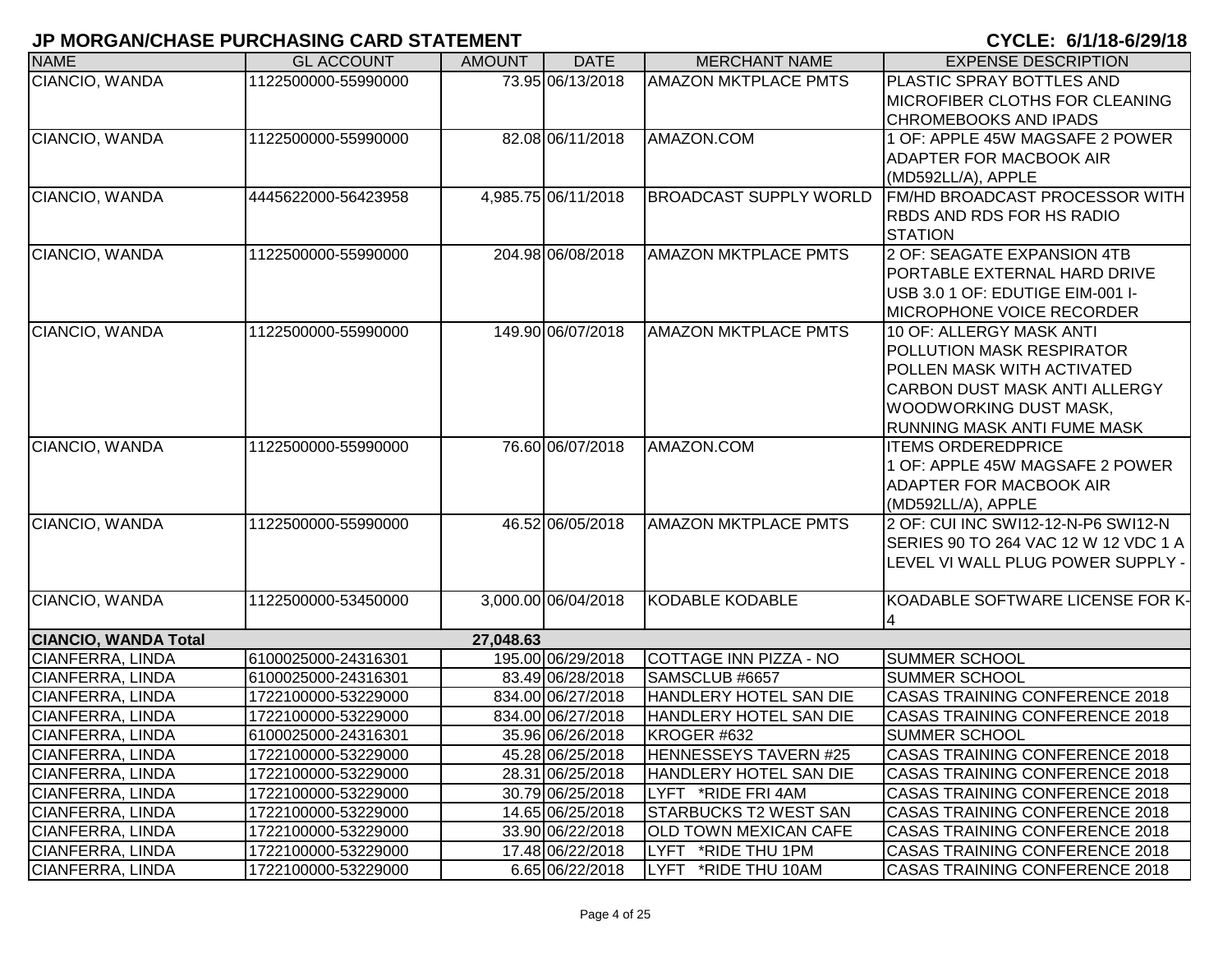**JP MORGAN/CHASE PURCHASING CARD STATEMENT** **CYCLE: 6/1/18-6/29/18**

| NAME | GL ACCOUNT | AMOUNT | DATE | MERCHANT NAME | EXPENSE DESCRIPTION |
|---|---|---|---|---|---|
| CIANCIO, WANDA | 1122500000-55990000 | 73.95 | 06/13/2018 | AMAZON MKTPLACE PMTS | PLASTIC SPRAY BOTTLES AND MICROFIBER CLOTHS FOR CLEANING CHROMEBOOKS AND IPADS |
| CIANCIO, WANDA | 1122500000-55990000 | 82.08 | 06/11/2018 | AMAZON.COM | 1 OF: APPLE 45W MAGSAFE 2 POWER ADAPTER FOR MACBOOK AIR (MD592LL/A), APPLE |
| CIANCIO, WANDA | 4445622000-56423958 | 4,985.75 | 06/11/2018 | BROADCAST SUPPLY WORLD | FM/HD BROADCAST PROCESSOR WITH RBDS AND RDS FOR HS RADIO STATION |
| CIANCIO, WANDA | 1122500000-55990000 | 204.98 | 06/08/2018 | AMAZON MKTPLACE PMTS | 2 OF: SEAGATE EXPANSION 4TB PORTABLE EXTERNAL HARD DRIVE USB 3.0 1 OF: EDUTIGE EIM-001 I-MICROPHONE VOICE RECORDER |
| CIANCIO, WANDA | 1122500000-55990000 | 149.90 | 06/07/2018 | AMAZON MKTPLACE PMTS | 10 OF: ALLERGY MASK ANTI POLLUTION MASK RESPIRATOR POLLEN MASK WITH ACTIVATED CARBON DUST MASK ANTI ALLERGY WOODWORKING DUST MASK, RUNNING MASK ANTI FUME MASK |
| CIANCIO, WANDA | 1122500000-55990000 | 76.60 | 06/07/2018 | AMAZON.COM | ITEMS ORDEREDPRICE 1 OF: APPLE 45W MAGSAFE 2 POWER ADAPTER FOR MACBOOK AIR (MD592LL/A), APPLE |
| CIANCIO, WANDA | 1122500000-55990000 | 46.52 | 06/05/2018 | AMAZON MKTPLACE PMTS | 2 OF: CUI INC SWI12-12-N-P6 SWI12-N SERIES 90 TO 264 VAC 12 W 12 VDC 1 A LEVEL VI WALL PLUG POWER SUPPLY - |
| CIANCIO, WANDA | 1122500000-53450000 | 3,000.00 | 06/04/2018 | KODABLE KODABLE | KOADABLE SOFTWARE LICENSE FOR K-4 |
| **CIANCIO, WANDA Total** | | **27,048.63** | | | |
| CIANFERRA, LINDA | 6100025000-24316301 | 195.00 | 06/29/2018 | COTTAGE INN PIZZA - NO | SUMMER SCHOOL |
| CIANFERRA, LINDA | 6100025000-24316301 | 83.49 | 06/28/2018 | SAMSCLUB #6657 | SUMMER SCHOOL |
| CIANFERRA, LINDA | 1722100000-53229000 | 834.00 | 06/27/2018 | HANDLERY HOTEL SAN DIE | CASAS TRAINING CONFERENCE 2018 |
| CIANFERRA, LINDA | 1722100000-53229000 | 834.00 | 06/27/2018 | HANDLERY HOTEL SAN DIE | CASAS TRAINING CONFERENCE 2018 |
| CIANFERRA, LINDA | 6100025000-24316301 | 35.96 | 06/26/2018 | KROGER #632 | SUMMER SCHOOL |
| CIANFERRA, LINDA | 1722100000-53229000 | 45.28 | 06/25/2018 | HENNESSEYS TAVERN #25 | CASAS TRAINING CONFERENCE 2018 |
| CIANFERRA, LINDA | 1722100000-53229000 | 28.31 | 06/25/2018 | HANDLERY HOTEL SAN DIE | CASAS TRAINING CONFERENCE 2018 |
| CIANFERRA, LINDA | 1722100000-53229000 | 30.79 | 06/25/2018 | LYFT *RIDE FRI 4AM | CASAS TRAINING CONFERENCE 2018 |
| CIANFERRA, LINDA | 1722100000-53229000 | 14.65 | 06/25/2018 | STARBUCKS T2 WEST SAN | CASAS TRAINING CONFERENCE 2018 |
| CIANFERRA, LINDA | 1722100000-53229000 | 33.90 | 06/22/2018 | OLD TOWN MEXICAN CAFE | CASAS TRAINING CONFERENCE 2018 |
| CIANFERRA, LINDA | 1722100000-53229000 | 17.48 | 06/22/2018 | LYFT *RIDE THU 1PM | CASAS TRAINING CONFERENCE 2018 |
| CIANFERRA, LINDA | 1722100000-53229000 | 6.65 | 06/22/2018 | LYFT *RIDE THU 10AM | CASAS TRAINING CONFERENCE 2018 |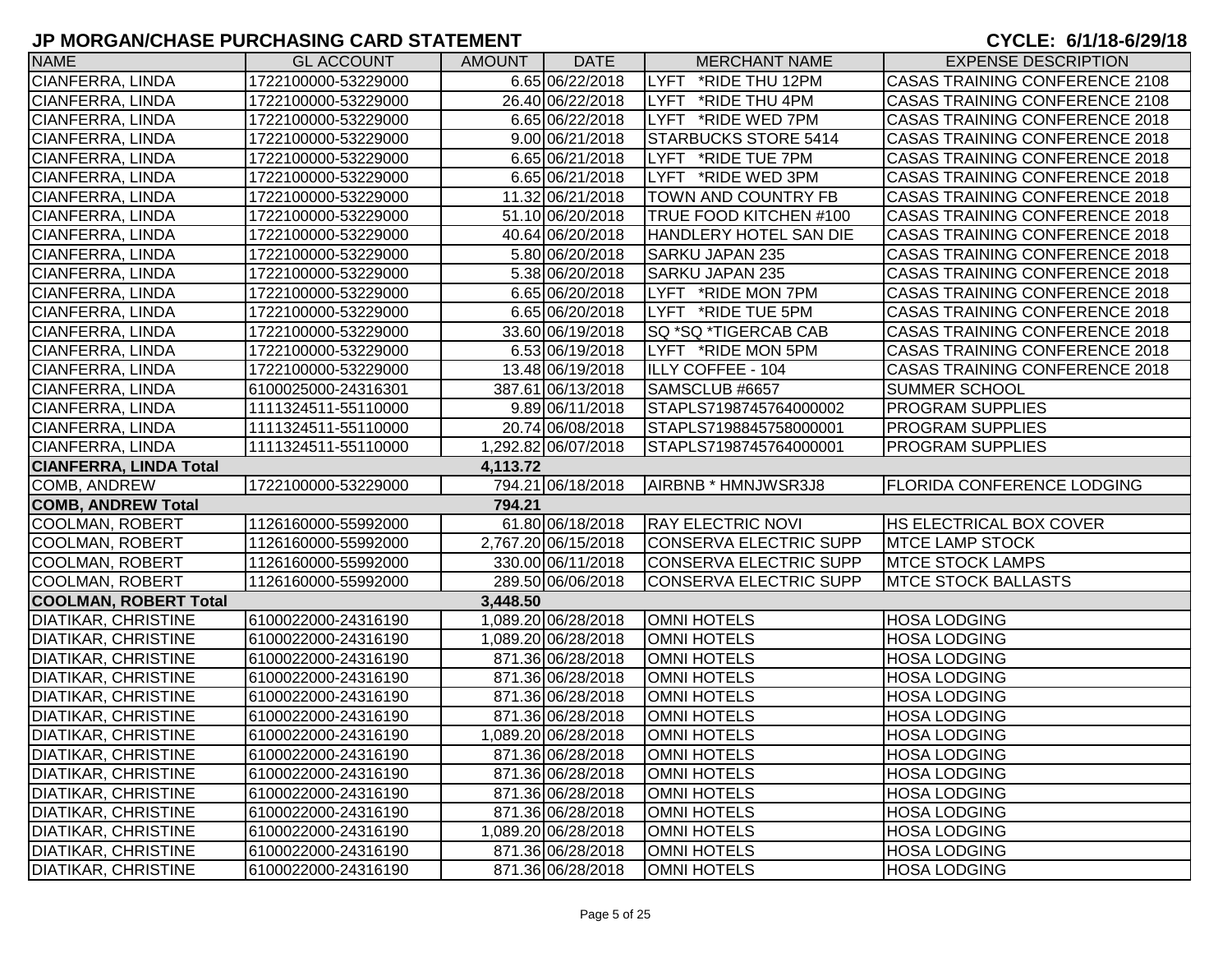# JP MORGAN/CHASE PURCHASING CARD STATEMENT

**CYCLE: 6/1/18-6/29/18**

| NAME | GL ACCOUNT | AMOUNT | DATE | MERCHANT NAME | EXPENSE DESCRIPTION |
|---|---|---|---|---|---|
| CIANFERRA, LINDA | 1722100000-53229000 | 6.65 | 06/22/2018 | LYFT *RIDE THU 12PM | CASAS TRAINING CONFERENCE 2108 |
| CIANFERRA, LINDA | 1722100000-53229000 | 26.40 | 06/22/2018 | LYFT *RIDE THU 4PM | CASAS TRAINING CONFERENCE 2108 |
| CIANFERRA, LINDA | 1722100000-53229000 | 6.65 | 06/22/2018 | LYFT *RIDE WED 7PM | CASAS TRAINING CONFERENCE 2018 |
| CIANFERRA, LINDA | 1722100000-53229000 | 9.00 | 06/21/2018 | STARBUCKS STORE 5414 | CASAS TRAINING CONFERENCE 2018 |
| CIANFERRA, LINDA | 1722100000-53229000 | 6.65 | 06/21/2018 | LYFT *RIDE TUE 7PM | CASAS TRAINING CONFERENCE 2018 |
| CIANFERRA, LINDA | 1722100000-53229000 | 6.65 | 06/21/2018 | LYFT *RIDE WED 3PM | CASAS TRAINING CONFERENCE 2018 |
| CIANFERRA, LINDA | 1722100000-53229000 | 11.32 | 06/21/2018 | TOWN AND COUNTRY FB | CASAS TRAINING CONFERENCE 2018 |
| CIANFERRA, LINDA | 1722100000-53229000 | 51.10 | 06/20/2018 | TRUE FOOD KITCHEN #100 | CASAS TRAINING CONFERENCE 2018 |
| CIANFERRA, LINDA | 1722100000-53229000 | 40.64 | 06/20/2018 | HANDLERY HOTEL SAN DIE | CASAS TRAINING CONFERENCE 2018 |
| CIANFERRA, LINDA | 1722100000-53229000 | 5.80 | 06/20/2018 | SARKU JAPAN 235 | CASAS TRAINING CONFERENCE 2018 |
| CIANFERRA, LINDA | 1722100000-53229000 | 5.38 | 06/20/2018 | SARKU JAPAN 235 | CASAS TRAINING CONFERENCE 2018 |
| CIANFERRA, LINDA | 1722100000-53229000 | 6.65 | 06/20/2018 | LYFT *RIDE MON 7PM | CASAS TRAINING CONFERENCE 2018 |
| CIANFERRA, LINDA | 1722100000-53229000 | 6.65 | 06/20/2018 | LYFT *RIDE TUE 5PM | CASAS TRAINING CONFERENCE 2018 |
| CIANFERRA, LINDA | 1722100000-53229000 | 33.60 | 06/19/2018 | SQ *SQ *TIGERCAB CAB | CASAS TRAINING CONFERENCE 2018 |
| CIANFERRA, LINDA | 1722100000-53229000 | 6.53 | 06/19/2018 | LYFT *RIDE MON 5PM | CASAS TRAINING CONFERENCE 2018 |
| CIANFERRA, LINDA | 1722100000-53229000 | 13.48 | 06/19/2018 | ILLY COFFEE - 104 | CASAS TRAINING CONFERENCE 2018 |
| CIANFERRA, LINDA | 6100025000-24316301 | 387.61 | 06/13/2018 | SAMSCLUB #6657 | SUMMER SCHOOL |
| CIANFERRA, LINDA | 1111324511-55110000 | 9.89 | 06/11/2018 | STAPLS7198745764000002 | PROGRAM SUPPLIES |
| CIANFERRA, LINDA | 1111324511-55110000 | 20.74 | 06/08/2018 | STAPLS7198845758000001 | PROGRAM SUPPLIES |
| CIANFERRA, LINDA | 1111324511-55110000 | 1,292.82 | 06/07/2018 | STAPLS7198745764000001 | PROGRAM SUPPLIES |
| **CIANFERRA, LINDA Total** | | **4,113.72** | | | |
| COMB, ANDREW | 1722100000-53229000 | 794.21 | 06/18/2018 | AIRBNB * HMNJWSR3J8 | FLORIDA CONFERENCE LODGING |
| **COMB, ANDREW Total** | | **794.21** | | | |
| COOLMAN, ROBERT | 1126160000-55992000 | 61.80 | 06/18/2018 | RAY ELECTRIC NOVI | HS ELECTRICAL BOX COVER |
| COOLMAN, ROBERT | 1126160000-55992000 | 2,767.20 | 06/15/2018 | CONSERVA ELECTRIC SUPP | MTCE LAMP STOCK |
| COOLMAN, ROBERT | 1126160000-55992000 | 330.00 | 06/11/2018 | CONSERVA ELECTRIC SUPP | MTCE STOCK LAMPS |
| COOLMAN, ROBERT | 1126160000-55992000 | 289.50 | 06/06/2018 | CONSERVA ELECTRIC SUPP | MTCE STOCK BALLASTS |
| **COOLMAN, ROBERT Total** | | **3,448.50** | | | |
| DIATIKAR, CHRISTINE | 6100022000-24316190 | 1,089.20 | 06/28/2018 | OMNI HOTELS | HOSA LODGING |
| DIATIKAR, CHRISTINE | 6100022000-24316190 | 1,089.20 | 06/28/2018 | OMNI HOTELS | HOSA LODGING |
| DIATIKAR, CHRISTINE | 6100022000-24316190 | 871.36 | 06/28/2018 | OMNI HOTELS | HOSA LODGING |
| DIATIKAR, CHRISTINE | 6100022000-24316190 | 871.36 | 06/28/2018 | OMNI HOTELS | HOSA LODGING |
| DIATIKAR, CHRISTINE | 6100022000-24316190 | 871.36 | 06/28/2018 | OMNI HOTELS | HOSA LODGING |
| DIATIKAR, CHRISTINE | 6100022000-24316190 | 871.36 | 06/28/2018 | OMNI HOTELS | HOSA LODGING |
| DIATIKAR, CHRISTINE | 6100022000-24316190 | 1,089.20 | 06/28/2018 | OMNI HOTELS | HOSA LODGING |
| DIATIKAR, CHRISTINE | 6100022000-24316190 | 871.36 | 06/28/2018 | OMNI HOTELS | HOSA LODGING |
| DIATIKAR, CHRISTINE | 6100022000-24316190 | 871.36 | 06/28/2018 | OMNI HOTELS | HOSA LODGING |
| DIATIKAR, CHRISTINE | 6100022000-24316190 | 871.36 | 06/28/2018 | OMNI HOTELS | HOSA LODGING |
| DIATIKAR, CHRISTINE | 6100022000-24316190 | 871.36 | 06/28/2018 | OMNI HOTELS | HOSA LODGING |
| DIATIKAR, CHRISTINE | 6100022000-24316190 | 1,089.20 | 06/28/2018 | OMNI HOTELS | HOSA LODGING |
| DIATIKAR, CHRISTINE | 6100022000-24316190 | 871.36 | 06/28/2018 | OMNI HOTELS | HOSA LODGING |
| DIATIKAR, CHRISTINE | 6100022000-24316190 | 871.36 | 06/28/2018 | OMNI HOTELS | HOSA LODGING |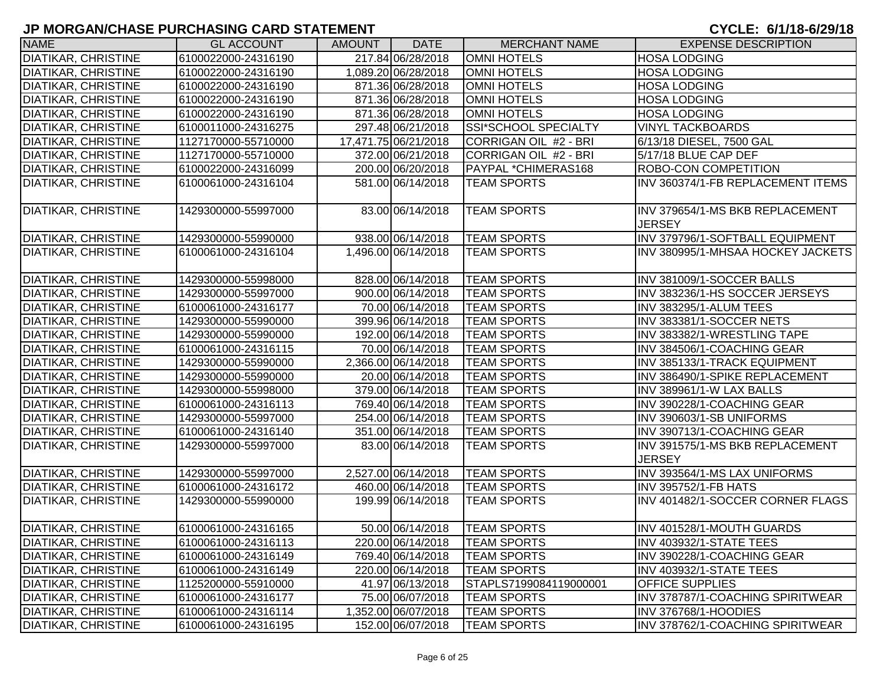## JP MORGAN/CHASE PURCHASING CARD STATEMENT

**CYCLE: 6/1/18-6/29/18**

| NAME | GL ACCOUNT | AMOUNT | DATE | MERCHANT NAME | EXPENSE DESCRIPTION |
|---|---|---|---|---|---|
| DIATIKAR, CHRISTINE | 6100022000-24316190 | 217.84 | 06/28/2018 | OMNI HOTELS | HOSA LODGING |
| DIATIKAR, CHRISTINE | 6100022000-24316190 | 1,089.20 | 06/28/2018 | OMNI HOTELS | HOSA LODGING |
| DIATIKAR, CHRISTINE | 6100022000-24316190 | 871.36 | 06/28/2018 | OMNI HOTELS | HOSA LODGING |
| DIATIKAR, CHRISTINE | 6100022000-24316190 | 871.36 | 06/28/2018 | OMNI HOTELS | HOSA LODGING |
| DIATIKAR, CHRISTINE | 6100022000-24316190 | 871.36 | 06/28/2018 | OMNI HOTELS | HOSA LODGING |
| DIATIKAR, CHRISTINE | 6100011000-24316275 | 297.48 | 06/21/2018 | SSI*SCHOOL SPECIALTY | VINYL TACKBOARDS |
| DIATIKAR, CHRISTINE | 1127170000-55710000 | 17,471.75 | 06/21/2018 | CORRIGAN OIL #2 - BRI | 6/13/18 DIESEL, 7500 GAL |
| DIATIKAR, CHRISTINE | 1127170000-55710000 | 372.00 | 06/21/2018 | CORRIGAN OIL #2 - BRI | 5/17/18 BLUE CAP DEF |
| DIATIKAR, CHRISTINE | 6100022000-24316099 | 200.00 | 06/20/2018 | PAYPAL *CHIMERAS168 | ROBO-CON COMPETITION |
| DIATIKAR, CHRISTINE | 6100061000-24316104 | 581.00 | 06/14/2018 | TEAM SPORTS | INV 360374/1-FB REPLACEMENT ITEMS |
| DIATIKAR, CHRISTINE | 1429300000-55997000 | 83.00 | 06/14/2018 | TEAM SPORTS | INV 379654/1-MS BKB REPLACEMENT JERSEY |
| DIATIKAR, CHRISTINE | 1429300000-55990000 | 938.00 | 06/14/2018 | TEAM SPORTS | INV 379796/1-SOFTBALL EQUIPMENT |
| DIATIKAR, CHRISTINE | 6100061000-24316104 | 1,496.00 | 06/14/2018 | TEAM SPORTS | INV 380995/1-MHSAA HOCKEY JACKETS |
| DIATIKAR, CHRISTINE | 1429300000-55998000 | 828.00 | 06/14/2018 | TEAM SPORTS | INV 381009/1-SOCCER BALLS |
| DIATIKAR, CHRISTINE | 1429300000-55997000 | 900.00 | 06/14/2018 | TEAM SPORTS | INV 383236/1-HS SOCCER JERSEYS |
| DIATIKAR, CHRISTINE | 6100061000-24316177 | 70.00 | 06/14/2018 | TEAM SPORTS | INV 383295/1-ALUM TEES |
| DIATIKAR, CHRISTINE | 1429300000-55990000 | 399.96 | 06/14/2018 | TEAM SPORTS | INV 383381/1-SOCCER NETS |
| DIATIKAR, CHRISTINE | 1429300000-55990000 | 192.00 | 06/14/2018 | TEAM SPORTS | INV 383382/1-WRESTLING TAPE |
| DIATIKAR, CHRISTINE | 6100061000-24316115 | 70.00 | 06/14/2018 | TEAM SPORTS | INV 384506/1-COACHING GEAR |
| DIATIKAR, CHRISTINE | 1429300000-55990000 | 2,366.00 | 06/14/2018 | TEAM SPORTS | INV 385133/1-TRACK EQUIPMENT |
| DIATIKAR, CHRISTINE | 1429300000-55990000 | 20.00 | 06/14/2018 | TEAM SPORTS | INV 386490/1-SPIKE REPLACEMENT |
| DIATIKAR, CHRISTINE | 1429300000-55998000 | 379.00 | 06/14/2018 | TEAM SPORTS | INV 389961/1-W LAX BALLS |
| DIATIKAR, CHRISTINE | 6100061000-24316113 | 769.40 | 06/14/2018 | TEAM SPORTS | INV 390228/1-COACHING GEAR |
| DIATIKAR, CHRISTINE | 1429300000-55997000 | 254.00 | 06/14/2018 | TEAM SPORTS | INV 390603/1-SB UNIFORMS |
| DIATIKAR, CHRISTINE | 6100061000-24316140 | 351.00 | 06/14/2018 | TEAM SPORTS | INV 390713/1-COACHING GEAR |
| DIATIKAR, CHRISTINE | 1429300000-55997000 | 83.00 | 06/14/2018 | TEAM SPORTS | INV 391575/1-MS BKB REPLACEMENT JERSEY |
| DIATIKAR, CHRISTINE | 1429300000-55997000 | 2,527.00 | 06/14/2018 | TEAM SPORTS | INV 393564/1-MS LAX UNIFORMS |
| DIATIKAR, CHRISTINE | 6100061000-24316172 | 460.00 | 06/14/2018 | TEAM SPORTS | INV 395752/1-FB HATS |
| DIATIKAR, CHRISTINE | 1429300000-55990000 | 199.99 | 06/14/2018 | TEAM SPORTS | INV 401482/1-SOCCER CORNER FLAGS |
| DIATIKAR, CHRISTINE | 6100061000-24316165 | 50.00 | 06/14/2018 | TEAM SPORTS | INV 401528/1-MOUTH GUARDS |
| DIATIKAR, CHRISTINE | 6100061000-24316113 | 220.00 | 06/14/2018 | TEAM SPORTS | INV 403932/1-STATE TEES |
| DIATIKAR, CHRISTINE | 6100061000-24316149 | 769.40 | 06/14/2018 | TEAM SPORTS | INV 390228/1-COACHING GEAR |
| DIATIKAR, CHRISTINE | 6100061000-24316149 | 220.00 | 06/14/2018 | TEAM SPORTS | INV 403932/1-STATE TEES |
| DIATIKAR, CHRISTINE | 1125200000-55910000 | 41.97 | 06/13/2018 | STAPLS7199084119000001 | OFFICE SUPPLIES |
| DIATIKAR, CHRISTINE | 6100061000-24316177 | 75.00 | 06/07/2018 | TEAM SPORTS | INV 378787/1-COACHING SPIRITWEAR |
| DIATIKAR, CHRISTINE | 6100061000-24316114 | 1,352.00 | 06/07/2018 | TEAM SPORTS | INV 376768/1-HOODIES |
| DIATIKAR, CHRISTINE | 6100061000-24316195 | 152.00 | 06/07/2018 | TEAM SPORTS | INV 378762/1-COACHING SPIRITWEAR |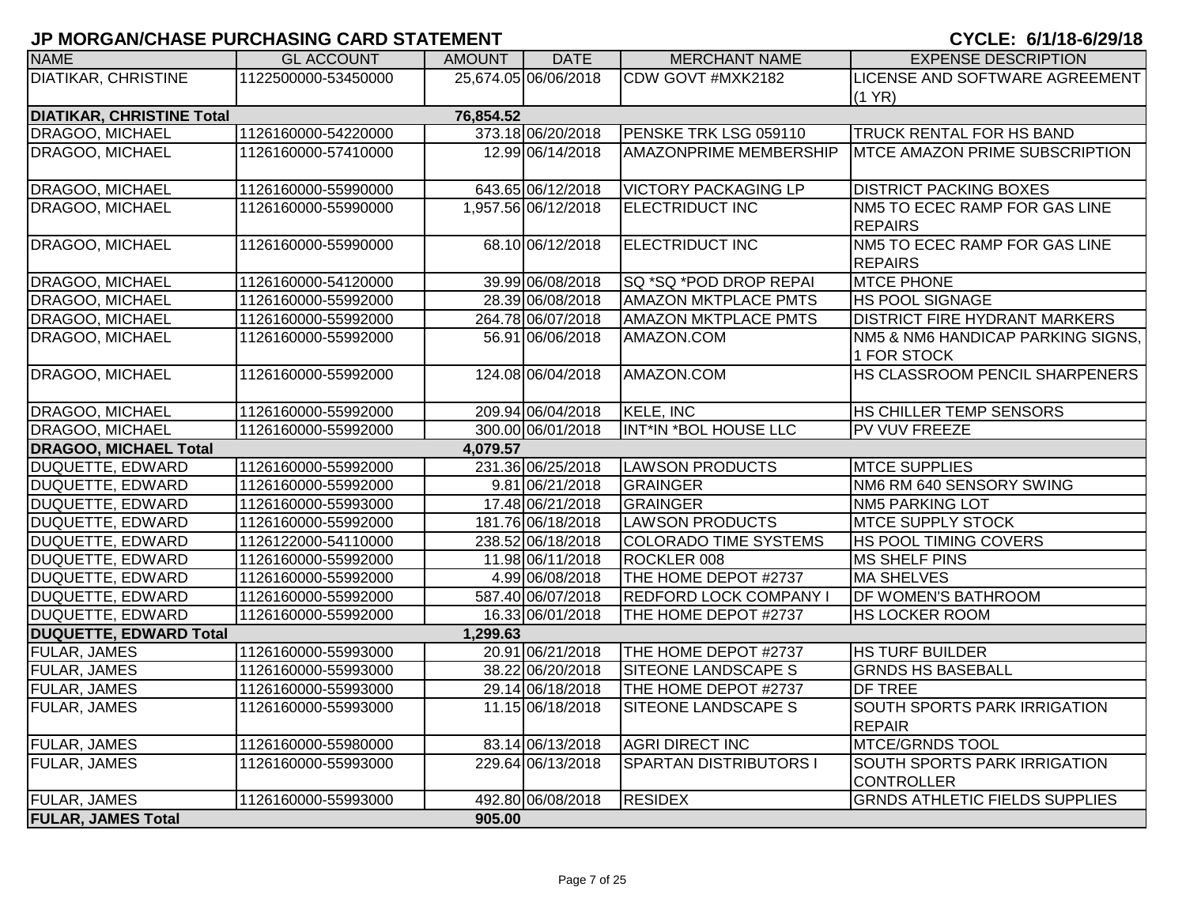## JP MORGAN/CHASE PURCHASING CARD STATEMENT

**CYCLE: 6/1/18-6/29/18**

| NAME | GL ACCOUNT | AMOUNT | DATE | MERCHANT NAME | EXPENSE DESCRIPTION |
|---|---|---|---|---|---|
| DIATIKAR, CHRISTINE | 1122500000-53450000 | 25,674.05 | 06/06/2018 | CDW GOVT #MXK2182 | LICENSE AND SOFTWARE AGREEMENT (1 YR) |
| **DIATIKAR, CHRISTINE Total** | | **76,854.52** | | | |
| DRAGOO, MICHAEL | 1126160000-54220000 | 373.18 | 06/20/2018 | PENSKE TRK LSG 059110 | TRUCK RENTAL FOR HS BAND |
| DRAGOO, MICHAEL | 1126160000-57410000 | 12.99 | 06/14/2018 | AMAZONPRIME MEMBERSHIP | MTCE AMAZON PRIME SUBSCRIPTION |
| DRAGOO, MICHAEL | 1126160000-55990000 | 643.65 | 06/12/2018 | VICTORY PACKAGING LP | DISTRICT PACKING BOXES |
| DRAGOO, MICHAEL | 1126160000-55990000 | 1,957.56 | 06/12/2018 | ELECTRIDUCT INC | NM5 TO ECEC RAMP FOR GAS LINE REPAIRS |
| DRAGOO, MICHAEL | 1126160000-55990000 | 68.10 | 06/12/2018 | ELECTRIDUCT INC | NM5 TO ECEC RAMP FOR GAS LINE REPAIRS |
| DRAGOO, MICHAEL | 1126160000-54120000 | 39.99 | 06/08/2018 | SQ *SQ *POD DROP REPAI | MTCE PHONE |
| DRAGOO, MICHAEL | 1126160000-55992000 | 28.39 | 06/08/2018 | AMAZON MKTPLACE PMTS | HS POOL SIGNAGE |
| DRAGOO, MICHAEL | 1126160000-55992000 | 264.78 | 06/07/2018 | AMAZON MKTPLACE PMTS | DISTRICT FIRE HYDRANT MARKERS |
| DRAGOO, MICHAEL | 1126160000-55992000 | 56.91 | 06/06/2018 | AMAZON.COM | NM5 & NM6 HANDICAP PARKING SIGNS, 1 FOR STOCK |
| DRAGOO, MICHAEL | 1126160000-55992000 | 124.08 | 06/04/2018 | AMAZON.COM | HS CLASSROOM PENCIL SHARPENERS |
| DRAGOO, MICHAEL | 1126160000-55992000 | 209.94 | 06/04/2018 | KELE, INC | HS CHILLER TEMP SENSORS |
| DRAGOO, MICHAEL | 1126160000-55992000 | 300.00 | 06/01/2018 | INT*IN *BOL HOUSE LLC | PV VUV FREEZE |
| **DRAGOO, MICHAEL Total** | | **4,079.57** | | | |
| DUQUETTE, EDWARD | 1126160000-55992000 | 231.36 | 06/25/2018 | LAWSON PRODUCTS | MTCE SUPPLIES |
| DUQUETTE, EDWARD | 1126160000-55992000 | 9.81 | 06/21/2018 | GRAINGER | NM6 RM 640 SENSORY SWING |
| DUQUETTE, EDWARD | 1126160000-55993000 | 17.48 | 06/21/2018 | GRAINGER | NM5 PARKING LOT |
| DUQUETTE, EDWARD | 1126160000-55992000 | 181.76 | 06/18/2018 | LAWSON PRODUCTS | MTCE SUPPLY STOCK |
| DUQUETTE, EDWARD | 1126122000-54110000 | 238.52 | 06/18/2018 | COLORADO TIME SYSTEMS | HS POOL TIMING COVERS |
| DUQUETTE, EDWARD | 1126160000-55992000 | 11.98 | 06/11/2018 | ROCKLER 008 | MS SHELF PINS |
| DUQUETTE, EDWARD | 1126160000-55992000 | 4.99 | 06/08/2018 | THE HOME DEPOT #2737 | MA SHELVES |
| DUQUETTE, EDWARD | 1126160000-55992000 | 587.40 | 06/07/2018 | REDFORD LOCK COMPANY I | DF WOMEN'S BATHROOM |
| DUQUETTE, EDWARD | 1126160000-55992000 | 16.33 | 06/01/2018 | THE HOME DEPOT #2737 | HS LOCKER ROOM |
| **DUQUETTE, EDWARD Total** | | **1,299.63** | | | |
| FULAR, JAMES | 1126160000-55993000 | 20.91 | 06/21/2018 | THE HOME DEPOT #2737 | HS TURF BUILDER |
| FULAR, JAMES | 1126160000-55993000 | 38.22 | 06/20/2018 | SITEONE LANDSCAPE S | GRNDS HS BASEBALL |
| FULAR, JAMES | 1126160000-55993000 | 29.14 | 06/18/2018 | THE HOME DEPOT #2737 | DF TREE |
| FULAR, JAMES | 1126160000-55993000 | 11.15 | 06/18/2018 | SITEONE LANDSCAPE S | SOUTH SPORTS PARK IRRIGATION REPAIR |
| FULAR, JAMES | 1126160000-55980000 | 83.14 | 06/13/2018 | AGRI DIRECT INC | MTCE/GRNDS TOOL |
| FULAR, JAMES | 1126160000-55993000 | 229.64 | 06/13/2018 | SPARTAN DISTRIBUTORS I | SOUTH SPORTS PARK IRRIGATION CONTROLLER |
| FULAR, JAMES | 1126160000-55993000 | 492.80 | 06/08/2018 | RESIDEX | GRNDS ATHLETIC FIELDS SUPPLIES |
| **FULAR, JAMES Total** | | **905.00** | | | |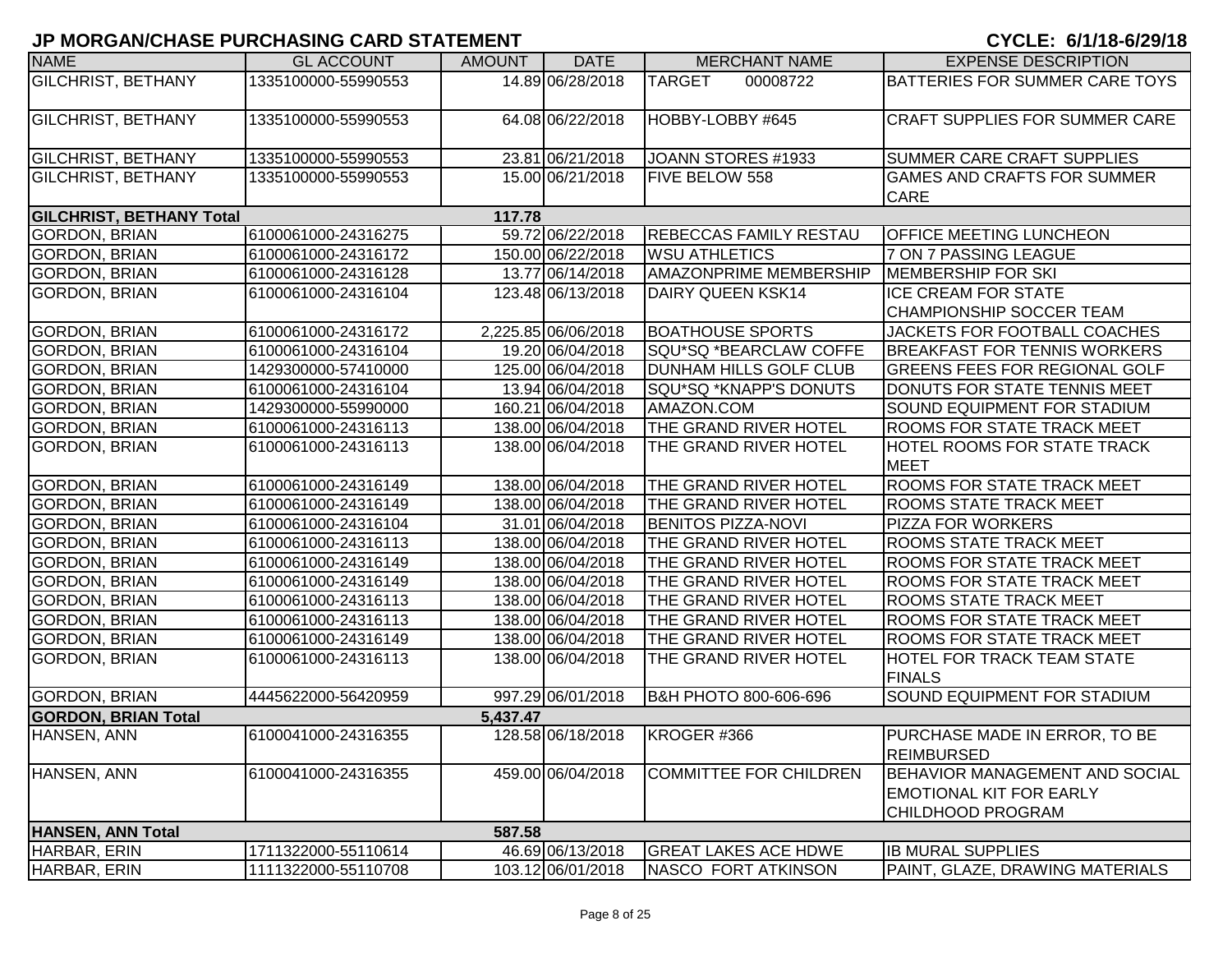## JP MORGAN/CHASE PURCHASING CARD STATEMENT

**CYCLE: 6/1/18-6/29/18**

| NAME | GL ACCOUNT | AMOUNT | DATE | MERCHANT NAME | EXPENSE DESCRIPTION |
|---|---|---|---|---|---|
| GILCHRIST, BETHANY | 1335100000-55990553 | 14.89 | 06/28/2018 | TARGET 00008722 | BATTERIES FOR SUMMER CARE TOYS |
| GILCHRIST, BETHANY | 1335100000-55990553 | 64.08 | 06/22/2018 | HOBBY-LOBBY #645 | CRAFT SUPPLIES FOR SUMMER CARE |
| GILCHRIST, BETHANY | 1335100000-55990553 | 23.81 | 06/21/2018 | JOANN STORES #1933 | SUMMER CARE CRAFT SUPPLIES |
| GILCHRIST, BETHANY | 1335100000-55990553 | 15.00 | 06/21/2018 | FIVE BELOW 558 | GAMES AND CRAFTS FOR SUMMER CARE |
| **GILCHRIST, BETHANY Total** | | **117.78** | | | |
| GORDON, BRIAN | 6100061000-24316275 | 59.72 | 06/22/2018 | REBECCAS FAMILY RESTAU | OFFICE MEETING LUNCHEON |
| GORDON, BRIAN | 6100061000-24316172 | 150.00 | 06/22/2018 | WSU ATHLETICS | 7 ON 7 PASSING LEAGUE |
| GORDON, BRIAN | 6100061000-24316128 | 13.77 | 06/14/2018 | AMAZONPRIME MEMBERSHIP | MEMBERSHIP FOR SKI |
| GORDON, BRIAN | 6100061000-24316104 | 123.48 | 06/13/2018 | DAIRY QUEEN KSK14 | ICE CREAM FOR STATE CHAMPIONSHIP SOCCER TEAM |
| GORDON, BRIAN | 6100061000-24316172 | 2,225.85 | 06/06/2018 | BOATHOUSE SPORTS | JACKETS FOR FOOTBALL COACHES |
| GORDON, BRIAN | 6100061000-24316104 | 19.20 | 06/04/2018 | SQU*SQ *BEARCLAW COFFE | BREAKFAST FOR TENNIS WORKERS |
| GORDON, BRIAN | 1429300000-57410000 | 125.00 | 06/04/2018 | DUNHAM HILLS GOLF CLUB | GREENS FEES FOR REGIONAL GOLF |
| GORDON, BRIAN | 6100061000-24316104 | 13.94 | 06/04/2018 | SQU*SQ *KNAPP'S DONUTS | DONUTS FOR STATE TENNIS MEET |
| GORDON, BRIAN | 1429300000-55990000 | 160.21 | 06/04/2018 | AMAZON.COM | SOUND EQUIPMENT FOR STADIUM |
| GORDON, BRIAN | 6100061000-24316113 | 138.00 | 06/04/2018 | THE GRAND RIVER HOTEL | ROOMS FOR STATE TRACK MEET |
| GORDON, BRIAN | 6100061000-24316113 | 138.00 | 06/04/2018 | THE GRAND RIVER HOTEL | HOTEL ROOMS FOR STATE TRACK MEET |
| GORDON, BRIAN | 6100061000-24316149 | 138.00 | 06/04/2018 | THE GRAND RIVER HOTEL | ROOMS FOR STATE TRACK MEET |
| GORDON, BRIAN | 6100061000-24316149 | 138.00 | 06/04/2018 | THE GRAND RIVER HOTEL | ROOMS STATE TRACK MEET |
| GORDON, BRIAN | 6100061000-24316104 | 31.01 | 06/04/2018 | BENITOS PIZZA-NOVI | PIZZA FOR WORKERS |
| GORDON, BRIAN | 6100061000-24316113 | 138.00 | 06/04/2018 | THE GRAND RIVER HOTEL | ROOMS STATE TRACK MEET |
| GORDON, BRIAN | 6100061000-24316149 | 138.00 | 06/04/2018 | THE GRAND RIVER HOTEL | ROOMS FOR STATE TRACK MEET |
| GORDON, BRIAN | 6100061000-24316149 | 138.00 | 06/04/2018 | THE GRAND RIVER HOTEL | ROOMS FOR STATE TRACK MEET |
| GORDON, BRIAN | 6100061000-24316113 | 138.00 | 06/04/2018 | THE GRAND RIVER HOTEL | ROOMS STATE TRACK MEET |
| GORDON, BRIAN | 6100061000-24316113 | 138.00 | 06/04/2018 | THE GRAND RIVER HOTEL | ROOMS FOR STATE TRACK MEET |
| GORDON, BRIAN | 6100061000-24316149 | 138.00 | 06/04/2018 | THE GRAND RIVER HOTEL | ROOMS FOR STATE TRACK MEET |
| GORDON, BRIAN | 6100061000-24316113 | 138.00 | 06/04/2018 | THE GRAND RIVER HOTEL | HOTEL FOR TRACK TEAM STATE FINALS |
| GORDON, BRIAN | 4445622000-56420959 | 997.29 | 06/01/2018 | B&H PHOTO 800-606-696 | SOUND EQUIPMENT FOR STADIUM |
| **GORDON, BRIAN Total** | | **5,437.47** | | | |
| HANSEN, ANN | 6100041000-24316355 | 128.58 | 06/18/2018 | KROGER #366 | PURCHASE MADE IN ERROR, TO BE REIMBURSED |
| HANSEN, ANN | 6100041000-24316355 | 459.00 | 06/04/2018 | COMMITTEE FOR CHILDREN | BEHAVIOR MANAGEMENT AND SOCIAL EMOTIONAL KIT FOR EARLY CHILDHOOD PROGRAM |
| **HANSEN, ANN Total** | | **587.58** | | | |
| HARBAR, ERIN | 1711322000-55110614 | 46.69 | 06/13/2018 | GREAT LAKES ACE HDWE | IB MURAL SUPPLIES |
| HARBAR, ERIN | 1111322000-55110708 | 103.12 | 06/01/2018 | NASCO FORT ATKINSON | PAINT, GLAZE, DRAWING MATERIALS |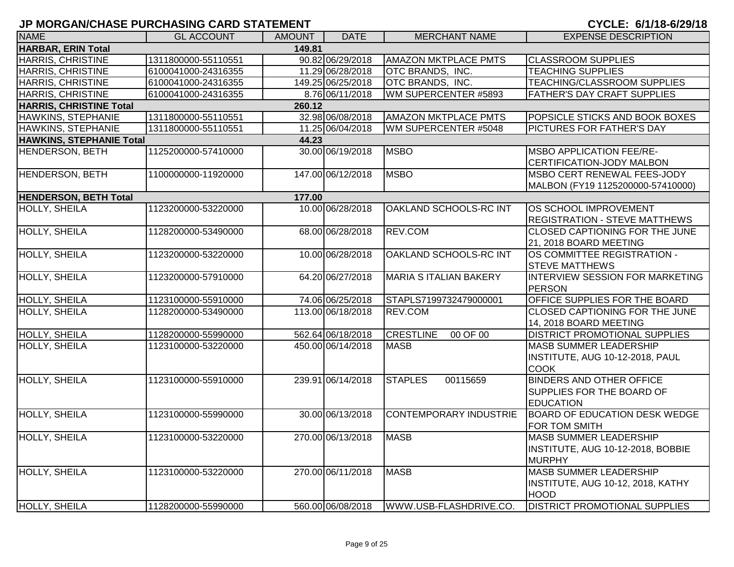## JP MORGAN/CHASE PURCHASING CARD STATEMENT

**CYCLE: 6/1/18-6/29/18**

| NAME | GL ACCOUNT | AMOUNT | DATE | MERCHANT NAME | EXPENSE DESCRIPTION |
|---|---|---|---|---|---|
| **HARBAR, ERIN Total** | | **149.81** | | | |
| HARRIS, CHRISTINE | 1311800000-55110551 | 90.82 | 06/29/2018 | AMAZON MKTPLACE PMTS | CLASSROOM SUPPLIES |
| HARRIS, CHRISTINE | 6100041000-24316355 | 11.29 | 06/28/2018 | OTC BRANDS, INC. | TEACHING SUPPLIES |
| HARRIS, CHRISTINE | 6100041000-24316355 | 149.25 | 06/25/2018 | OTC BRANDS, INC. | TEACHING/CLASSROOM SUPPLIES |
| HARRIS, CHRISTINE | 6100041000-24316355 | 8.76 | 06/11/2018 | WM SUPERCENTER #5893 | FATHER'S DAY CRAFT SUPPLIES |
| **HARRIS, CHRISTINE Total** | | **260.12** | | | |
| HAWKINS, STEPHANIE | 1311800000-55110551 | 32.98 | 06/08/2018 | AMAZON MKTPLACE PMTS | POPSICLE STICKS AND BOOK BOXES |
| HAWKINS, STEPHANIE | 1311800000-55110551 | 11.25 | 06/04/2018 | WM SUPERCENTER #5048 | PICTURES FOR FATHER'S DAY |
| **HAWKINS, STEPHANIE Total** | | **44.23** | | | |
| HENDERSON, BETH | 1125200000-57410000 | 30.00 | 06/19/2018 | MSBO | MSBO APPLICATION FEE/RE-CERTIFICATION-JODY MALBON |
| HENDERSON, BETH | 1100000000-11920000 | 147.00 | 06/12/2018 | MSBO | MSBO CERT RENEWAL FEES-JODY MALBON (FY19 1125200000-57410000) |
| **HENDERSON, BETH Total** | | **177.00** | | | |
| HOLLY, SHEILA | 1123200000-53220000 | 10.00 | 06/28/2018 | OAKLAND SCHOOLS-RC INT | OS SCHOOL IMPROVEMENT REGISTRATION - STEVE MATTHEWS |
| HOLLY, SHEILA | 1128200000-53490000 | 68.00 | 06/28/2018 | REV.COM | CLOSED CAPTIONING FOR THE JUNE 21, 2018 BOARD MEETING |
| HOLLY, SHEILA | 1123200000-53220000 | 10.00 | 06/28/2018 | OAKLAND SCHOOLS-RC INT | OS COMMITTEE REGISTRATION - STEVE MATTHEWS |
| HOLLY, SHEILA | 1123200000-57910000 | 64.20 | 06/27/2018 | MARIA S ITALIAN BAKERY | INTERVIEW SESSION FOR MARKETING PERSON |
| HOLLY, SHEILA | 1123100000-55910000 | 74.06 | 06/25/2018 | STAPLS7199732479000001 | OFFICE SUPPLIES FOR THE BOARD |
| HOLLY, SHEILA | 1128200000-53490000 | 113.00 | 06/18/2018 | REV.COM | CLOSED CAPTIONING FOR THE JUNE 14, 2018 BOARD MEETING |
| HOLLY, SHEILA | 1128200000-55990000 | 562.64 | 06/18/2018 | CRESTLINE 00 OF 00 | DISTRICT PROMOTIONAL SUPPLIES |
| HOLLY, SHEILA | 1123100000-53220000 | 450.00 | 06/14/2018 | MASB | MASB SUMMER LEADERSHIP INSTITUTE, AUG 10-12-2018, PAUL COOK |
| HOLLY, SHEILA | 1123100000-55910000 | 239.91 | 06/14/2018 | STAPLES 00115659 | BINDERS AND OTHER OFFICE SUPPLIES FOR THE BOARD OF EDUCATION |
| HOLLY, SHEILA | 1123100000-55990000 | 30.00 | 06/13/2018 | CONTEMPORARY INDUSTRIE | BOARD OF EDUCATION DESK WEDGE FOR TOM SMITH |
| HOLLY, SHEILA | 1123100000-53220000 | 270.00 | 06/13/2018 | MASB | MASB SUMMER LEADERSHIP INSTITUTE, AUG 10-12-2018, BOBBIE MURPHY |
| HOLLY, SHEILA | 1123100000-53220000 | 270.00 | 06/11/2018 | MASB | MASB SUMMER LEADERSHIP INSTITUTE, AUG 10-12, 2018, KATHY HOOD |
| HOLLY, SHEILA | 1128200000-55990000 | 560.00 | 06/08/2018 | WWW.USB-FLASHDRIVE.CO. | DISTRICT PROMOTIONAL SUPPLIES |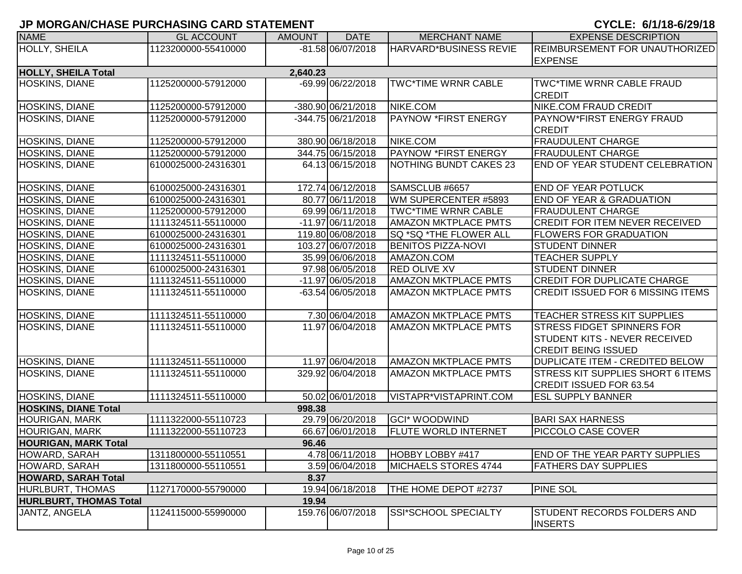## JP MORGAN/CHASE PURCHASING CARD STATEMENT

**CYCLE: 6/1/18-6/29/18**

| NAME | GL ACCOUNT | AMOUNT | DATE | MERCHANT NAME | EXPENSE DESCRIPTION |
|---|---|---|---|---|---|
| HOLLY, SHEILA | 1123200000-55410000 | -81.58 | 06/07/2018 | HARVARD*BUSINESS REVIE | REIMBURSEMENT FOR UNAUTHORIZED EXPENSE |
| **HOLLY, SHEILA Total** | | **2,640.23** | | | |
| HOSKINS, DIANE | 1125200000-57912000 | -69.99 | 06/22/2018 | TWC*TIME WRNR CABLE | TWC*TIME WRNR CABLE FRAUD CREDIT |
| HOSKINS, DIANE | 1125200000-57912000 | -380.90 | 06/21/2018 | NIKE.COM | NIKE.COM FRAUD CREDIT |
| HOSKINS, DIANE | 1125200000-57912000 | -344.75 | 06/21/2018 | PAYNOW *FIRST ENERGY | PAYNOW*FIRST ENERGY FRAUD CREDIT |
| HOSKINS, DIANE | 1125200000-57912000 | 380.90 | 06/18/2018 | NIKE.COM | FRAUDULENT CHARGE |
| HOSKINS, DIANE | 1125200000-57912000 | 344.75 | 06/15/2018 | PAYNOW *FIRST ENERGY | FRAUDULENT CHARGE |
| HOSKINS, DIANE | 6100025000-24316301 | 64.13 | 06/15/2018 | NOTHING BUNDT CAKES 23 | END OF YEAR STUDENT CELEBRATION |
| HOSKINS, DIANE | 6100025000-24316301 | 172.74 | 06/12/2018 | SAMSCLUB #6657 | END OF YEAR POTLUCK |
| HOSKINS, DIANE | 6100025000-24316301 | 80.77 | 06/11/2018 | WM SUPERCENTER #5893 | END OF YEAR & GRADUATION |
| HOSKINS, DIANE | 1125200000-57912000 | 69.99 | 06/11/2018 | TWC*TIME WRNR CABLE | FRAUDULENT CHARGE |
| HOSKINS, DIANE | 1111324511-55110000 | -11.97 | 06/11/2018 | AMAZON MKTPLACE PMTS | CREDIT FOR ITEM NEVER RECEIVED |
| HOSKINS, DIANE | 6100025000-24316301 | 119.80 | 06/08/2018 | SQ *SQ *THE FLOWER ALL | FLOWERS FOR GRADUATION |
| HOSKINS, DIANE | 6100025000-24316301 | 103.27 | 06/07/2018 | BENITOS PIZZA-NOVI | STUDENT DINNER |
| HOSKINS, DIANE | 1111324511-55110000 | 35.99 | 06/06/2018 | AMAZON.COM | TEACHER SUPPLY |
| HOSKINS, DIANE | 6100025000-24316301 | 97.98 | 06/05/2018 | RED OLIVE XV | STUDENT DINNER |
| HOSKINS, DIANE | 1111324511-55110000 | -11.97 | 06/05/2018 | AMAZON MKTPLACE PMTS | CREDIT FOR DUPLICATE CHARGE |
| HOSKINS, DIANE | 1111324511-55110000 | -63.54 | 06/05/2018 | AMAZON MKTPLACE PMTS | CREDIT ISSUED FOR 6 MISSING ITEMS |
| HOSKINS, DIANE | 1111324511-55110000 | 7.30 | 06/04/2018 | AMAZON MKTPLACE PMTS | TEACHER STRESS KIT SUPPLIES |
| HOSKINS, DIANE | 1111324511-55110000 | 11.97 | 06/04/2018 | AMAZON MKTPLACE PMTS | STRESS FIDGET SPINNERS FOR STUDENT KITS - NEVER RECEIVED CREDIT BEING ISSUED |
| HOSKINS, DIANE | 1111324511-55110000 | 11.97 | 06/04/2018 | AMAZON MKTPLACE PMTS | DUPLICATE ITEM - CREDITED BELOW |
| HOSKINS, DIANE | 1111324511-55110000 | 329.92 | 06/04/2018 | AMAZON MKTPLACE PMTS | STRESS KIT SUPPLIES SHORT 6 ITEMS CREDIT ISSUED FOR 63.54 |
| HOSKINS, DIANE | 1111324511-55110000 | 50.02 | 06/01/2018 | VISTAPR*VISTAPRINT.COM | ESL SUPPLY BANNER |
| **HOSKINS, DIANE Total** | | **998.38** | | | |
| HOURIGAN, MARK | 1111322000-55110723 | 29.79 | 06/20/2018 | GCI* WOODWIND | BARI SAX HARNESS |
| HOURIGAN, MARK | 1111322000-55110723 | 66.67 | 06/01/2018 | FLUTE WORLD INTERNET | PICCOLO CASE COVER |
| **HOURIGAN, MARK Total** | | **96.46** | | | |
| HOWARD, SARAH | 1311800000-55110551 | 4.78 | 06/11/2018 | HOBBY LOBBY #417 | END OF THE YEAR PARTY SUPPLIES |
| HOWARD, SARAH | 1311800000-55110551 | 3.59 | 06/04/2018 | MICHAELS STORES 4744 | FATHERS DAY SUPPLIES |
| **HOWARD, SARAH Total** | | **8.37** | | | |
| HURLBURT, THOMAS | 1127170000-55790000 | 19.94 | 06/18/2018 | THE HOME DEPOT #2737 | PINE SOL |
| **HURLBURT, THOMAS Total** | | **19.94** | | | |
| JANTZ, ANGELA | 1124115000-55990000 | 159.76 | 06/07/2018 | SSI*SCHOOL SPECIALTY | STUDENT RECORDS FOLDERS AND INSERTS |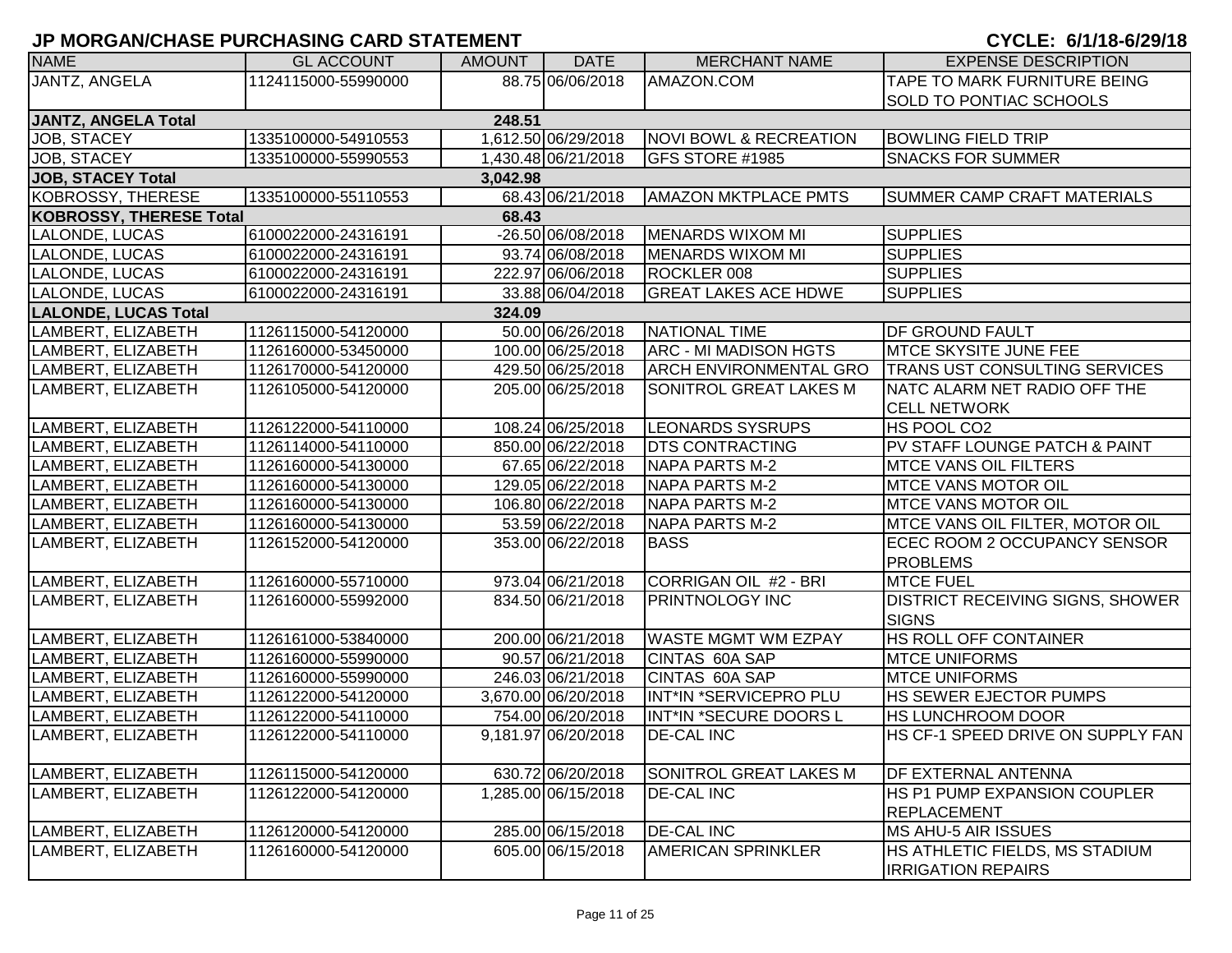## JP MORGAN/CHASE PURCHASING CARD STATEMENT

**CYCLE: 6/1/18-6/29/18**

| NAME | GL ACCOUNT | AMOUNT | DATE | MERCHANT NAME | EXPENSE DESCRIPTION |
|---|---|---|---|---|---|
| JANTZ, ANGELA | 1124115000-55990000 | 88.75 | 06/06/2018 | AMAZON.COM | TAPE TO MARK FURNITURE BEING SOLD TO PONTIAC SCHOOLS |
| **JANTZ, ANGELA Total** | | **248.51** | | | |
| JOB, STACEY | 1335100000-54910553 | 1,612.50 | 06/29/2018 | NOVI BOWL & RECREATION | BOWLING FIELD TRIP |
| JOB, STACEY | 1335100000-55990553 | 1,430.48 | 06/21/2018 | GFS STORE #1985 | SNACKS FOR SUMMER |
| **JOB, STACEY Total** | | **3,042.98** | | | |
| KOBROSSY, THERESE | 1335100000-55110553 | 68.43 | 06/21/2018 | AMAZON MKTPLACE PMTS | SUMMER CAMP CRAFT MATERIALS |
| **KOBROSSY, THERESE Total** | | **68.43** | | | |
| LALONDE, LUCAS | 6100022000-24316191 | -26.50 | 06/08/2018 | MENARDS WIXOM MI | SUPPLIES |
| LALONDE, LUCAS | 6100022000-24316191 | 93.74 | 06/08/2018 | MENARDS WIXOM MI | SUPPLIES |
| LALONDE, LUCAS | 6100022000-24316191 | 222.97 | 06/06/2018 | ROCKLER 008 | SUPPLIES |
| LALONDE, LUCAS | 6100022000-24316191 | 33.88 | 06/04/2018 | GREAT LAKES ACE HDWE | SUPPLIES |
| **LALONDE, LUCAS Total** | | **324.09** | | | |
| LAMBERT, ELIZABETH | 1126115000-54120000 | 50.00 | 06/26/2018 | NATIONAL TIME | DF GROUND FAULT |
| LAMBERT, ELIZABETH | 1126160000-53450000 | 100.00 | 06/25/2018 | ARC - MI MADISON HGTS | MTCE SKYSITE JUNE FEE |
| LAMBERT, ELIZABETH | 1126170000-54120000 | 429.50 | 06/25/2018 | ARCH ENVIRONMENTAL GRO | TRANS UST CONSULTING SERVICES |
| LAMBERT, ELIZABETH | 1126105000-54120000 | 205.00 | 06/25/2018 | SONITROL GREAT LAKES M | NATC ALARM NET RADIO OFF THE CELL NETWORK |
| LAMBERT, ELIZABETH | 1126122000-54110000 | 108.24 | 06/25/2018 | LEONARDS SYSRUPS | HS POOL CO2 |
| LAMBERT, ELIZABETH | 1126114000-54110000 | 850.00 | 06/22/2018 | DTS CONTRACTING | PV STAFF LOUNGE PATCH & PAINT |
| LAMBERT, ELIZABETH | 1126160000-54130000 | 67.65 | 06/22/2018 | NAPA PARTS M-2 | MTCE VANS OIL FILTERS |
| LAMBERT, ELIZABETH | 1126160000-54130000 | 129.05 | 06/22/2018 | NAPA PARTS M-2 | MTCE VANS MOTOR OIL |
| LAMBERT, ELIZABETH | 1126160000-54130000 | 106.80 | 06/22/2018 | NAPA PARTS M-2 | MTCE VANS MOTOR OIL |
| LAMBERT, ELIZABETH | 1126160000-54130000 | 53.59 | 06/22/2018 | NAPA PARTS M-2 | MTCE VANS OIL FILTER, MOTOR OIL |
| LAMBERT, ELIZABETH | 1126152000-54120000 | 353.00 | 06/22/2018 | BASS | ECEC ROOM 2 OCCUPANCY SENSOR PROBLEMS |
| LAMBERT, ELIZABETH | 1126160000-55710000 | 973.04 | 06/21/2018 | CORRIGAN OIL #2 - BRI | MTCE FUEL |
| LAMBERT, ELIZABETH | 1126160000-55992000 | 834.50 | 06/21/2018 | PRINTNOLOGY INC | DISTRICT RECEIVING SIGNS, SHOWER SIGNS |
| LAMBERT, ELIZABETH | 1126161000-53840000 | 200.00 | 06/21/2018 | WASTE MGMT WM EZPAY | HS ROLL OFF CONTAINER |
| LAMBERT, ELIZABETH | 1126160000-55990000 | 90.57 | 06/21/2018 | CINTAS 60A SAP | MTCE UNIFORMS |
| LAMBERT, ELIZABETH | 1126160000-55990000 | 246.03 | 06/21/2018 | CINTAS 60A SAP | MTCE UNIFORMS |
| LAMBERT, ELIZABETH | 1126122000-54120000 | 3,670.00 | 06/20/2018 | INT*IN *SERVICEPRO PLU | HS SEWER EJECTOR PUMPS |
| LAMBERT, ELIZABETH | 1126122000-54110000 | 754.00 | 06/20/2018 | INT*IN *SECURE DOORS L | HS LUNCHROOM DOOR |
| LAMBERT, ELIZABETH | 1126122000-54110000 | 9,181.97 | 06/20/2018 | DE-CAL INC | HS CF-1 SPEED DRIVE ON SUPPLY FAN |
| LAMBERT, ELIZABETH | 1126115000-54120000 | 630.72 | 06/20/2018 | SONITROL GREAT LAKES M | DF EXTERNAL ANTENNA |
| LAMBERT, ELIZABETH | 1126122000-54120000 | 1,285.00 | 06/15/2018 | DE-CAL INC | HS P1 PUMP EXPANSION COUPLER REPLACEMENT |
| LAMBERT, ELIZABETH | 1126120000-54120000 | 285.00 | 06/15/2018 | DE-CAL INC | MS AHU-5 AIR ISSUES |
| LAMBERT, ELIZABETH | 1126160000-54120000 | 605.00 | 06/15/2018 | AMERICAN SPRINKLER | HS ATHLETIC FIELDS, MS STADIUM IRRIGATION REPAIRS |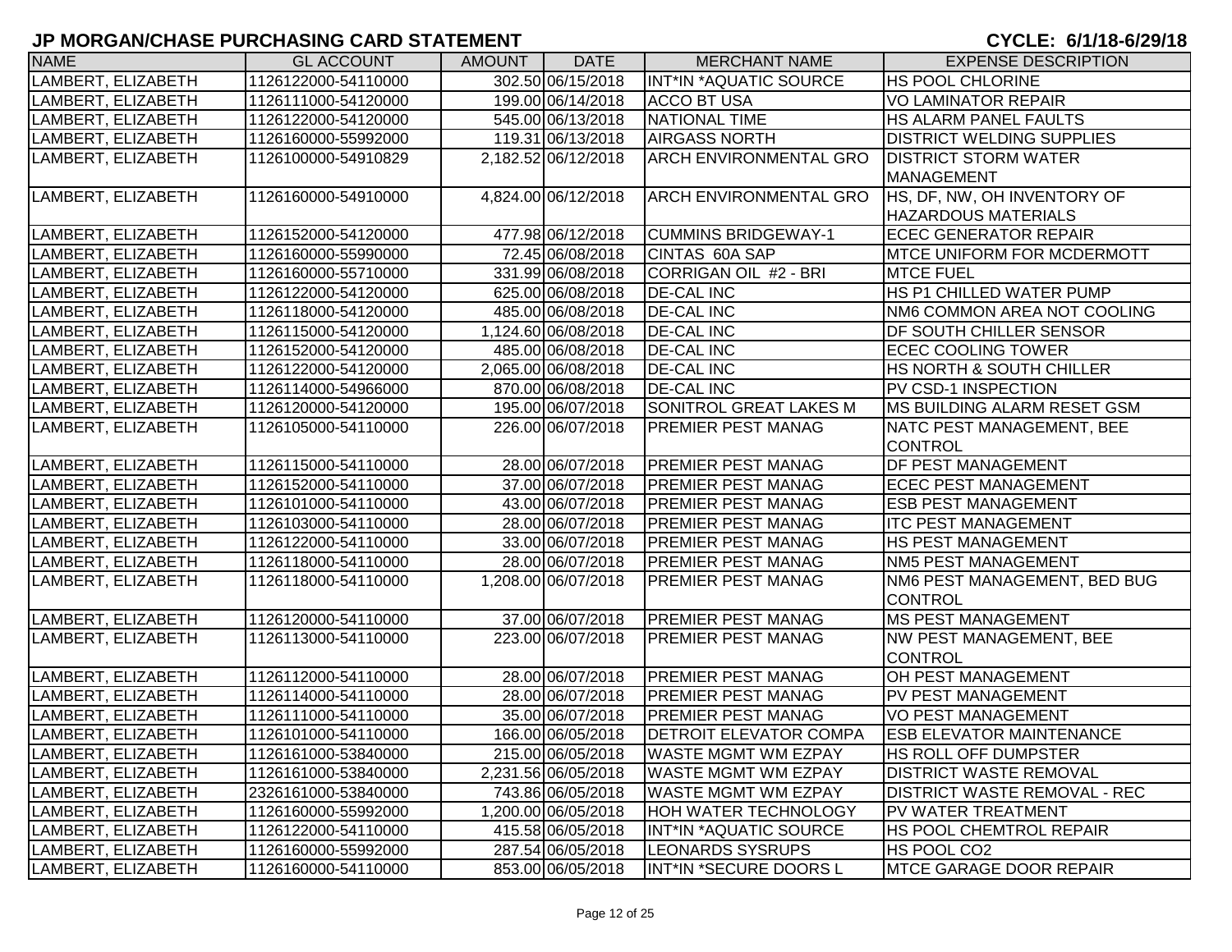# JP MORGAN/CHASE PURCHASING CARD STATEMENT

**CYCLE: 6/1/18-6/29/18**

| NAME | GL ACCOUNT | AMOUNT | DATE | MERCHANT NAME | EXPENSE DESCRIPTION |
|---|---|---|---|---|---|
| LAMBERT, ELIZABETH | 1126122000-54110000 | 302.50 | 06/15/2018 | INT*IN *AQUATIC SOURCE | HS POOL CHLORINE |
| LAMBERT, ELIZABETH | 1126111000-54120000 | 199.00 | 06/14/2018 | ACCO BT USA | VO LAMINATOR REPAIR |
| LAMBERT, ELIZABETH | 1126122000-54120000 | 545.00 | 06/13/2018 | NATIONAL TIME | HS ALARM PANEL FAULTS |
| LAMBERT, ELIZABETH | 1126160000-55992000 | 119.31 | 06/13/2018 | AIRGASS NORTH | DISTRICT WELDING SUPPLIES |
| LAMBERT, ELIZABETH | 1126100000-54910829 | 2,182.52 | 06/12/2018 | ARCH ENVIRONMENTAL GRO | DISTRICT STORM WATER MANAGEMENT |
| LAMBERT, ELIZABETH | 1126160000-54910000 | 4,824.00 | 06/12/2018 | ARCH ENVIRONMENTAL GRO | HS, DF, NW, OH INVENTORY OF HAZARDOUS MATERIALS |
| LAMBERT, ELIZABETH | 1126152000-54120000 | 477.98 | 06/12/2018 | CUMMINS BRIDGEWAY-1 | ECEC GENERATOR REPAIR |
| LAMBERT, ELIZABETH | 1126160000-55990000 | 72.45 | 06/08/2018 | CINTAS 60A SAP | MTCE UNIFORM FOR MCDERMOTT |
| LAMBERT, ELIZABETH | 1126160000-55710000 | 331.99 | 06/08/2018 | CORRIGAN OIL #2 - BRI | MTCE FUEL |
| LAMBERT, ELIZABETH | 1126122000-54120000 | 625.00 | 06/08/2018 | DE-CAL INC | HS P1 CHILLED WATER PUMP |
| LAMBERT, ELIZABETH | 1126118000-54120000 | 485.00 | 06/08/2018 | DE-CAL INC | NM6 COMMON AREA NOT COOLING |
| LAMBERT, ELIZABETH | 1126115000-54120000 | 1,124.60 | 06/08/2018 | DE-CAL INC | DF SOUTH CHILLER SENSOR |
| LAMBERT, ELIZABETH | 1126152000-54120000 | 485.00 | 06/08/2018 | DE-CAL INC | ECEC COOLING TOWER |
| LAMBERT, ELIZABETH | 1126122000-54120000 | 2,065.00 | 06/08/2018 | DE-CAL INC | HS NORTH & SOUTH CHILLER |
| LAMBERT, ELIZABETH | 1126114000-54966000 | 870.00 | 06/08/2018 | DE-CAL INC | PV CSD-1 INSPECTION |
| LAMBERT, ELIZABETH | 1126120000-54120000 | 195.00 | 06/07/2018 | SONITROL GREAT LAKES M | MS BUILDING ALARM RESET GSM |
| LAMBERT, ELIZABETH | 1126105000-54110000 | 226.00 | 06/07/2018 | PREMIER PEST MANAG | NATC PEST MANAGEMENT, BEE CONTROL |
| LAMBERT, ELIZABETH | 1126115000-54110000 | 28.00 | 06/07/2018 | PREMIER PEST MANAG | DF PEST MANAGEMENT |
| LAMBERT, ELIZABETH | 1126152000-54110000 | 37.00 | 06/07/2018 | PREMIER PEST MANAG | ECEC PEST MANAGEMENT |
| LAMBERT, ELIZABETH | 1126101000-54110000 | 43.00 | 06/07/2018 | PREMIER PEST MANAG | ESB PEST MANAGEMENT |
| LAMBERT, ELIZABETH | 1126103000-54110000 | 28.00 | 06/07/2018 | PREMIER PEST MANAG | ITC PEST MANAGEMENT |
| LAMBERT, ELIZABETH | 1126122000-54110000 | 33.00 | 06/07/2018 | PREMIER PEST MANAG | HS PEST MANAGEMENT |
| LAMBERT, ELIZABETH | 1126118000-54110000 | 28.00 | 06/07/2018 | PREMIER PEST MANAG | NM5 PEST MANAGEMENT |
| LAMBERT, ELIZABETH | 1126118000-54110000 | 1,208.00 | 06/07/2018 | PREMIER PEST MANAG | NM6 PEST MANAGEMENT, BED BUG CONTROL |
| LAMBERT, ELIZABETH | 1126120000-54110000 | 37.00 | 06/07/2018 | PREMIER PEST MANAG | MS PEST MANAGEMENT |
| LAMBERT, ELIZABETH | 1126113000-54110000 | 223.00 | 06/07/2018 | PREMIER PEST MANAG | NW PEST MANAGEMENT, BEE CONTROL |
| LAMBERT, ELIZABETH | 1126112000-54110000 | 28.00 | 06/07/2018 | PREMIER PEST MANAG | OH PEST MANAGEMENT |
| LAMBERT, ELIZABETH | 1126114000-54110000 | 28.00 | 06/07/2018 | PREMIER PEST MANAG | PV PEST MANAGEMENT |
| LAMBERT, ELIZABETH | 1126111000-54110000 | 35.00 | 06/07/2018 | PREMIER PEST MANAG | VO PEST MANAGEMENT |
| LAMBERT, ELIZABETH | 1126101000-54110000 | 166.00 | 06/05/2018 | DETROIT ELEVATOR COMPA | ESB ELEVATOR MAINTENANCE |
| LAMBERT, ELIZABETH | 1126161000-53840000 | 215.00 | 06/05/2018 | WASTE MGMT WM EZPAY | HS ROLL OFF DUMPSTER |
| LAMBERT, ELIZABETH | 1126161000-53840000 | 2,231.56 | 06/05/2018 | WASTE MGMT WM EZPAY | DISTRICT WASTE REMOVAL |
| LAMBERT, ELIZABETH | 2326161000-53840000 | 743.86 | 06/05/2018 | WASTE MGMT WM EZPAY | DISTRICT WASTE REMOVAL - REC |
| LAMBERT, ELIZABETH | 1126160000-55992000 | 1,200.00 | 06/05/2018 | HOH WATER TECHNOLOGY | PV WATER TREATMENT |
| LAMBERT, ELIZABETH | 1126122000-54110000 | 415.58 | 06/05/2018 | INT*IN *AQUATIC SOURCE | HS POOL CHEMTROL REPAIR |
| LAMBERT, ELIZABETH | 1126160000-55992000 | 287.54 | 06/05/2018 | LEONARDS SYSRUPS | HS POOL CO2 |
| LAMBERT, ELIZABETH | 1126160000-54110000 | 853.00 | 06/05/2018 | INT*IN *SECURE DOORS L | MTCE GARAGE DOOR REPAIR |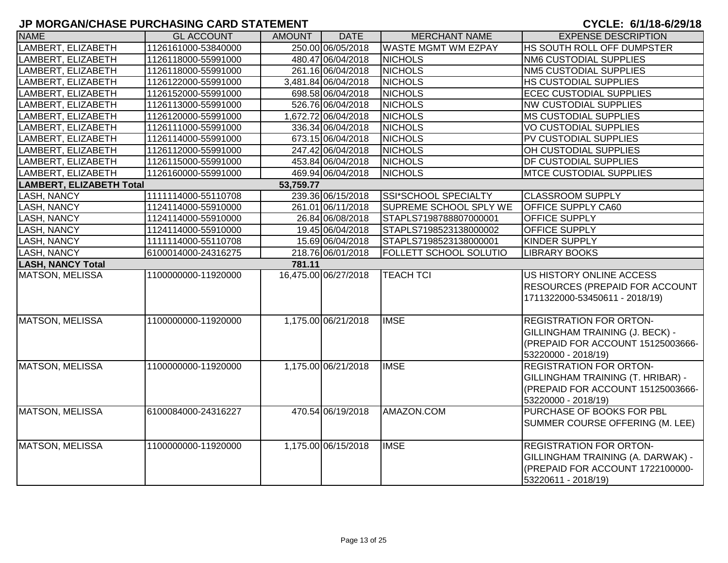## JP MORGAN/CHASE PURCHASING CARD STATEMENT

**CYCLE: 6/1/18-6/29/18**

| NAME | GL ACCOUNT | AMOUNT | DATE | MERCHANT NAME | EXPENSE DESCRIPTION |
|---|---|---|---|---|---|
| LAMBERT, ELIZABETH | 1126161000-53840000 | 250.00 | 06/05/2018 | WASTE MGMT WM EZPAY | HS SOUTH ROLL OFF DUMPSTER |
| LAMBERT, ELIZABETH | 1126118000-55991000 | 480.47 | 06/04/2018 | NICHOLS | NM6 CUSTODIAL SUPPLIES |
| LAMBERT, ELIZABETH | 1126118000-55991000 | 261.16 | 06/04/2018 | NICHOLS | NM5 CUSTODIAL SUPPLIES |
| LAMBERT, ELIZABETH | 1126122000-55991000 | 3,481.84 | 06/04/2018 | NICHOLS | HS CUSTODIAL SUPPLIES |
| LAMBERT, ELIZABETH | 1126152000-55991000 | 698.58 | 06/04/2018 | NICHOLS | ECEC CUSTODIAL SUPPLIES |
| LAMBERT, ELIZABETH | 1126113000-55991000 | 526.76 | 06/04/2018 | NICHOLS | NW CUSTODIAL SUPPLIES |
| LAMBERT, ELIZABETH | 1126120000-55991000 | 1,672.72 | 06/04/2018 | NICHOLS | MS CUSTODIAL SUPPLIES |
| LAMBERT, ELIZABETH | 1126111000-55991000 | 336.34 | 06/04/2018 | NICHOLS | VO CUSTODIAL SUPPLIES |
| LAMBERT, ELIZABETH | 1126114000-55991000 | 673.15 | 06/04/2018 | NICHOLS | PV CUSTODIAL SUPPLIES |
| LAMBERT, ELIZABETH | 1126112000-55991000 | 247.42 | 06/04/2018 | NICHOLS | OH CUSTODIAL SUPPLIES |
| LAMBERT, ELIZABETH | 1126115000-55991000 | 453.84 | 06/04/2018 | NICHOLS | DF CUSTODIAL SUPPLIES |
| LAMBERT, ELIZABETH | 1126160000-55991000 | 469.94 | 06/04/2018 | NICHOLS | MTCE CUSTODIAL SUPPLIES |
| **LAMBERT, ELIZABETH Total** | | **53,759.77** | | | |
| LASH, NANCY | 1111114000-55110708 | 239.36 | 06/15/2018 | SSI*SCHOOL SPECIALTY | CLASSROOM SUPPLY |
| LASH, NANCY | 1124114000-55910000 | 261.01 | 06/11/2018 | SUPREME SCHOOL SPLY WE | OFFICE SUPPLY CA60 |
| LASH, NANCY | 1124114000-55910000 | 26.84 | 06/08/2018 | STAPLS7198788807000001 | OFFICE SUPPLY |
| LASH, NANCY | 1124114000-55910000 | 19.45 | 06/04/2018 | STAPLS7198523138000002 | OFFICE SUPPLY |
| LASH, NANCY | 1111114000-55110708 | 15.69 | 06/04/2018 | STAPLS7198523138000001 | KINDER SUPPLY |
| LASH, NANCY | 6100014000-24316275 | 218.76 | 06/01/2018 | FOLLETT SCHOOL SOLUTIO | LIBRARY BOOKS |
| **LASH, NANCY Total** | | **781.11** | | | |
| MATSON, MELISSA | 1100000000-11920000 | 16,475.00 | 06/27/2018 | TEACH TCI | US HISTORY ONLINE ACCESS RESOURCES (PREPAID FOR ACCOUNT 1711322000-53450611 - 2018/19) |
| MATSON, MELISSA | 1100000000-11920000 | 1,175.00 | 06/21/2018 | IMSE | REGISTRATION FOR ORTON-GILLINGHAM TRAINING (J. BECK) - (PREPAID FOR ACCOUNT 15125003666-53220000 - 2018/19) |
| MATSON, MELISSA | 1100000000-11920000 | 1,175.00 | 06/21/2018 | IMSE | REGISTRATION FOR ORTON-GILLINGHAM TRAINING (T. HRIBAR) - (PREPAID FOR ACCOUNT 15125003666-53220000 - 2018/19) |
| MATSON, MELISSA | 6100084000-24316227 | 470.54 | 06/19/2018 | AMAZON.COM | PURCHASE OF BOOKS FOR PBL SUMMER COURSE OFFERING (M. LEE) |
| MATSON, MELISSA | 1100000000-11920000 | 1,175.00 | 06/15/2018 | IMSE | REGISTRATION FOR ORTON-GILLINGHAM TRAINING (A. DARWAK) - (PREPAID FOR ACCOUNT 1722100000-53220611 - 2018/19) |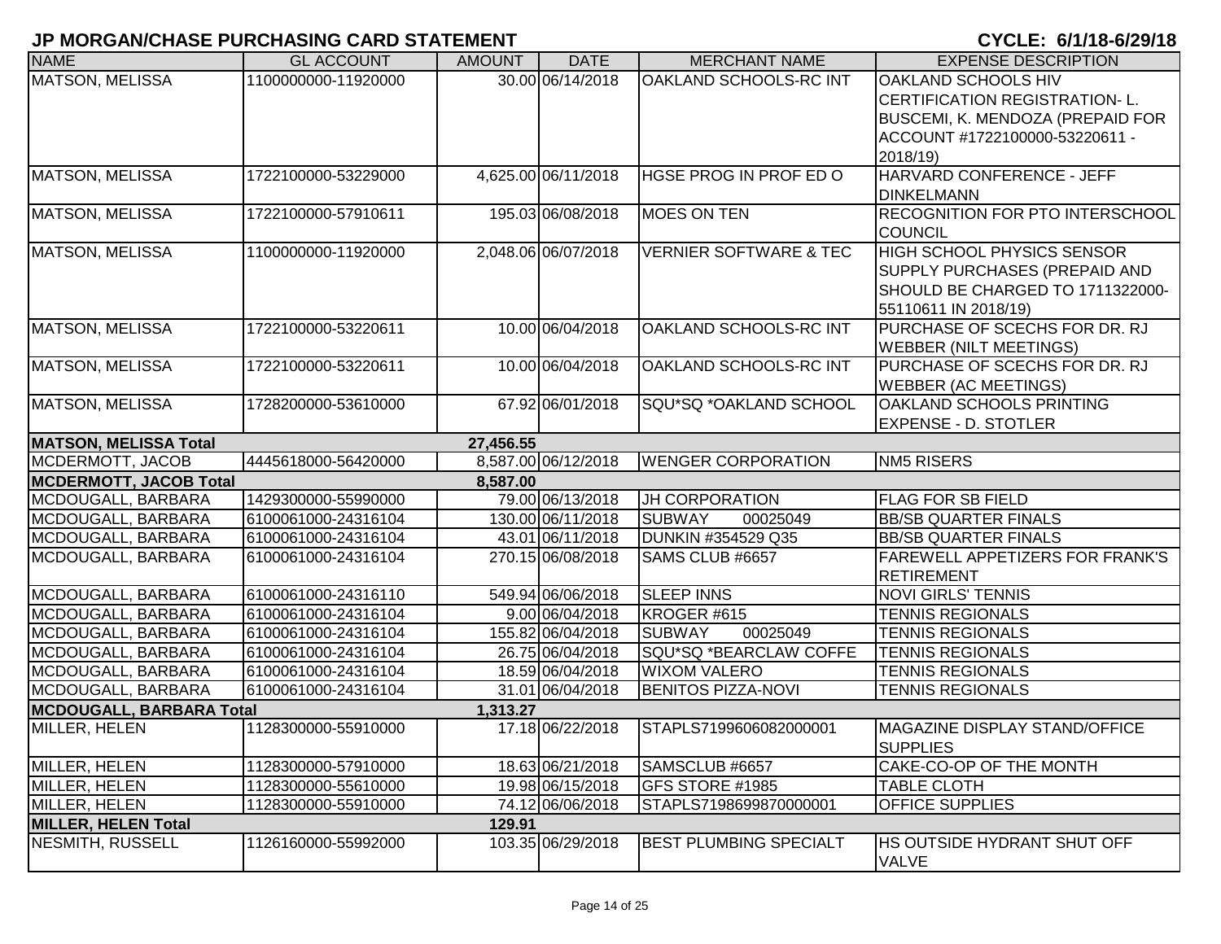## JP MORGAN/CHASE PURCHASING CARD STATEMENT

**CYCLE: 6/1/18-6/29/18**

| NAME | GL ACCOUNT | AMOUNT | DATE | MERCHANT NAME | EXPENSE DESCRIPTION |
|---|---|---|---|---|---|
| MATSON, MELISSA | 1100000000-11920000 | 30.00 | 06/14/2018 | OAKLAND SCHOOLS-RC INT | OAKLAND SCHOOLS HIV CERTIFICATION REGISTRATION- L. BUSCEMI, K. MENDOZA (PREPAID FOR ACCOUNT #1722100000-53220611 - 2018/19) |
| MATSON, MELISSA | 1722100000-53229000 | 4,625.00 | 06/11/2018 | HGSE PROG IN PROF ED O | HARVARD CONFERENCE - JEFF DINKELMANN |
| MATSON, MELISSA | 1722100000-57910611 | 195.03 | 06/08/2018 | MOES ON TEN | RECOGNITION FOR PTO INTERSCHOOL COUNCIL |
| MATSON, MELISSA | 1100000000-11920000 | 2,048.06 | 06/07/2018 | VERNIER SOFTWARE & TEC | HIGH SCHOOL PHYSICS SENSOR SUPPLY PURCHASES (PREPAID AND SHOULD BE CHARGED TO 1711322000-55110611 IN 2018/19) |
| MATSON, MELISSA | 1722100000-53220611 | 10.00 | 06/04/2018 | OAKLAND SCHOOLS-RC INT | PURCHASE OF SCECHS FOR DR. RJ WEBBER (NILT MEETINGS) |
| MATSON, MELISSA | 1722100000-53220611 | 10.00 | 06/04/2018 | OAKLAND SCHOOLS-RC INT | PURCHASE OF SCECHS FOR DR. RJ WEBBER (AC MEETINGS) |
| MATSON, MELISSA | 1728200000-53610000 | 67.92 | 06/01/2018 | SQU*SQ *OAKLAND SCHOOL | OAKLAND SCHOOLS PRINTING EXPENSE - D. STOTLER |
| **MATSON, MELISSA Total** | | **27,456.55** | | | |
| MCDERMOTT, JACOB | 4445618000-56420000 | 8,587.00 | 06/12/2018 | WENGER CORPORATION | NM5 RISERS |
| **MCDERMOTT, JACOB Total** | | **8,587.00** | | | |
| MCDOUGALL, BARBARA | 1429300000-55990000 | 79.00 | 06/13/2018 | JH CORPORATION | FLAG FOR SB FIELD |
| MCDOUGALL, BARBARA | 6100061000-24316104 | 130.00 | 06/11/2018 | SUBWAY 00025049 | BB/SB QUARTER FINALS |
| MCDOUGALL, BARBARA | 6100061000-24316104 | 43.01 | 06/11/2018 | DUNKIN #354529 Q35 | BB/SB QUARTER FINALS |
| MCDOUGALL, BARBARA | 6100061000-24316104 | 270.15 | 06/08/2018 | SAMS CLUB #6657 | FAREWELL APPETIZERS FOR FRANK'S RETIREMENT |
| MCDOUGALL, BARBARA | 6100061000-24316110 | 549.94 | 06/06/2018 | SLEEP INNS | NOVI GIRLS' TENNIS |
| MCDOUGALL, BARBARA | 6100061000-24316104 | 9.00 | 06/04/2018 | KROGER #615 | TENNIS REGIONALS |
| MCDOUGALL, BARBARA | 6100061000-24316104 | 155.82 | 06/04/2018 | SUBWAY 00025049 | TENNIS REGIONALS |
| MCDOUGALL, BARBARA | 6100061000-24316104 | 26.75 | 06/04/2018 | SQU*SQ *BEARCLAW COFFE | TENNIS REGIONALS |
| MCDOUGALL, BARBARA | 6100061000-24316104 | 18.59 | 06/04/2018 | WIXOM VALERO | TENNIS REGIONALS |
| MCDOUGALL, BARBARA | 6100061000-24316104 | 31.01 | 06/04/2018 | BENITOS PIZZA-NOVI | TENNIS REGIONALS |
| **MCDOUGALL, BARBARA Total** | | **1,313.27** | | | |
| MILLER, HELEN | 1128300000-55910000 | 17.18 | 06/22/2018 | STAPLS7199606082000001 | MAGAZINE DISPLAY STAND/OFFICE SUPPLIES |
| MILLER, HELEN | 1128300000-57910000 | 18.63 | 06/21/2018 | SAMSCLUB #6657 | CAKE-CO-OP OF THE MONTH |
| MILLER, HELEN | 1128300000-55610000 | 19.98 | 06/15/2018 | GFS STORE #1985 | TABLE CLOTH |
| MILLER, HELEN | 1128300000-55910000 | 74.12 | 06/06/2018 | STAPLS7198699870000001 | OFFICE SUPPLIES |
| **MILLER, HELEN Total** | | **129.91** | | | |
| NESMITH, RUSSELL | 1126160000-55992000 | 103.35 | 06/29/2018 | BEST PLUMBING SPECIALT | HS OUTSIDE HYDRANT SHUT OFF VALVE |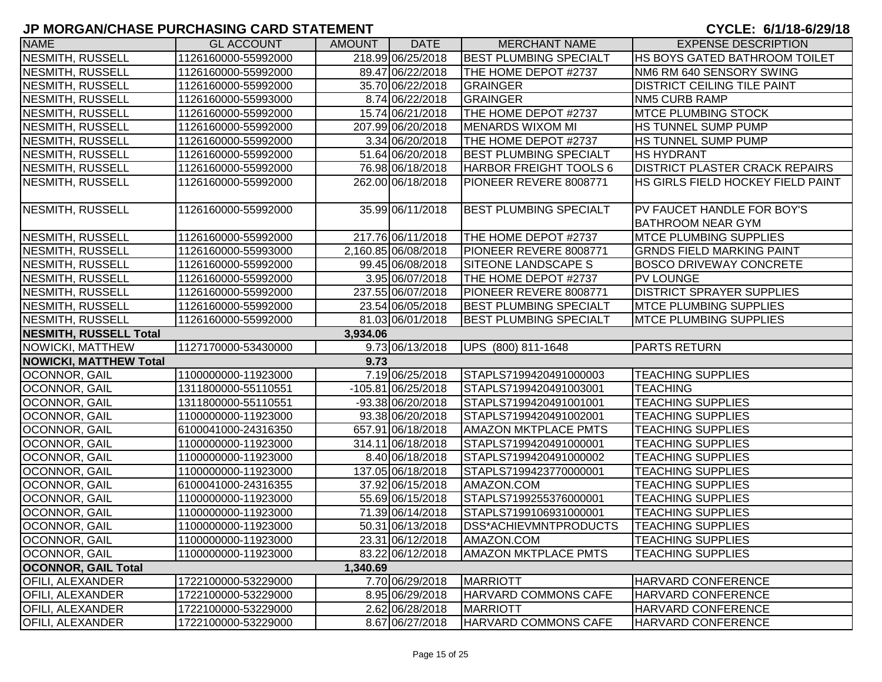## JP MORGAN/CHASE PURCHASING CARD STATEMENT

**CYCLE: 6/1/18-6/29/18**

| NAME | GL ACCOUNT | AMOUNT | DATE | MERCHANT NAME | EXPENSE DESCRIPTION |
|---|---|---|---|---|---|
| NESMITH, RUSSELL | 1126160000-55992000 | 218.99 | 06/25/2018 | BEST PLUMBING SPECIALT | HS BOYS GATED BATHROOM TOILET |
| NESMITH, RUSSELL | 1126160000-55992000 | 89.47 | 06/22/2018 | THE HOME DEPOT #2737 | NM6 RM 640 SENSORY SWING |
| NESMITH, RUSSELL | 1126160000-55992000 | 35.70 | 06/22/2018 | GRAINGER | DISTRICT CEILING TILE PAINT |
| NESMITH, RUSSELL | 1126160000-55993000 | 8.74 | 06/22/2018 | GRAINGER | NM5 CURB RAMP |
| NESMITH, RUSSELL | 1126160000-55992000 | 15.74 | 06/21/2018 | THE HOME DEPOT #2737 | MTCE PLUMBING STOCK |
| NESMITH, RUSSELL | 1126160000-55992000 | 207.99 | 06/20/2018 | MENARDS WIXOM MI | HS TUNNEL SUMP PUMP |
| NESMITH, RUSSELL | 1126160000-55992000 | 3.34 | 06/20/2018 | THE HOME DEPOT #2737 | HS TUNNEL SUMP PUMP |
| NESMITH, RUSSELL | 1126160000-55992000 | 51.64 | 06/20/2018 | BEST PLUMBING SPECIALT | HS HYDRANT |
| NESMITH, RUSSELL | 1126160000-55992000 | 76.98 | 06/18/2018 | HARBOR FREIGHT TOOLS 6 | DISTRICT PLASTER CRACK REPAIRS |
| NESMITH, RUSSELL | 1126160000-55992000 | 262.00 | 06/18/2018 | PIONEER REVERE 8008771 | HS GIRLS FIELD HOCKEY FIELD PAINT |
| NESMITH, RUSSELL | 1126160000-55992000 | 35.99 | 06/11/2018 | BEST PLUMBING SPECIALT | PV FAUCET HANDLE FOR BOY'S BATHROOM NEAR GYM |
| NESMITH, RUSSELL | 1126160000-55992000 | 217.76 | 06/11/2018 | THE HOME DEPOT #2737 | MTCE PLUMBING SUPPLIES |
| NESMITH, RUSSELL | 1126160000-55993000 | 2,160.85 | 06/08/2018 | PIONEER REVERE 8008771 | GRNDS FIELD MARKING PAINT |
| NESMITH, RUSSELL | 1126160000-55992000 | 99.45 | 06/08/2018 | SITEONE LANDSCAPE S | BOSCO DRIVEWAY CONCRETE |
| NESMITH, RUSSELL | 1126160000-55992000 | 3.95 | 06/07/2018 | THE HOME DEPOT #2737 | PV LOUNGE |
| NESMITH, RUSSELL | 1126160000-55992000 | 237.55 | 06/07/2018 | PIONEER REVERE 8008771 | DISTRICT SPRAYER SUPPLIES |
| NESMITH, RUSSELL | 1126160000-55992000 | 23.54 | 06/05/2018 | BEST PLUMBING SPECIALT | MTCE PLUMBING SUPPLIES |
| NESMITH, RUSSELL | 1126160000-55992000 | 81.03 | 06/01/2018 | BEST PLUMBING SPECIALT | MTCE PLUMBING SUPPLIES |
| **NESMITH, RUSSELL Total** | | **3,934.06** | | | |
| NOWICKI, MATTHEW | 1127170000-53430000 | 9.73 | 06/13/2018 | UPS (800) 811-1648 | PARTS RETURN |
| **NOWICKI, MATTHEW Total** | | **9.73** | | | |
| OCONNOR, GAIL | 1100000000-11923000 | 7.19 | 06/25/2018 | STAPLS7199420491000003 | TEACHING SUPPLIES |
| OCONNOR, GAIL | 1311800000-55110551 | -105.81 | 06/25/2018 | STAPLS7199420491003001 | TEACHING |
| OCONNOR, GAIL | 1311800000-55110551 | -93.38 | 06/20/2018 | STAPLS7199420491001001 | TEACHING SUPPLIES |
| OCONNOR, GAIL | 1100000000-11923000 | 93.38 | 06/20/2018 | STAPLS7199420491002001 | TEACHING SUPPLIES |
| OCONNOR, GAIL | 6100041000-24316350 | 657.91 | 06/18/2018 | AMAZON MKTPLACE PMTS | TEACHING SUPPLIES |
| OCONNOR, GAIL | 1100000000-11923000 | 314.11 | 06/18/2018 | STAPLS7199420491000001 | TEACHING SUPPLIES |
| OCONNOR, GAIL | 1100000000-11923000 | 8.40 | 06/18/2018 | STAPLS7199420491000002 | TEACHING SUPPLIES |
| OCONNOR, GAIL | 1100000000-11923000 | 137.05 | 06/18/2018 | STAPLS7199423770000001 | TEACHING SUPPLIES |
| OCONNOR, GAIL | 6100041000-24316355 | 37.92 | 06/15/2018 | AMAZON.COM | TEACHING SUPPLIES |
| OCONNOR, GAIL | 1100000000-11923000 | 55.69 | 06/15/2018 | STAPLS7199255376000001 | TEACHING SUPPLIES |
| OCONNOR, GAIL | 1100000000-11923000 | 71.39 | 06/14/2018 | STAPLS7199106931000001 | TEACHING SUPPLIES |
| OCONNOR, GAIL | 1100000000-11923000 | 50.31 | 06/13/2018 | DSS*ACHIEVMNTPRODUCTS | TEACHING SUPPLIES |
| OCONNOR, GAIL | 1100000000-11923000 | 23.31 | 06/12/2018 | AMAZON.COM | TEACHING SUPPLIES |
| OCONNOR, GAIL | 1100000000-11923000 | 83.22 | 06/12/2018 | AMAZON MKTPLACE PMTS | TEACHING SUPPLIES |
| **OCONNOR, GAIL Total** | | **1,340.69** | | | |
| OFILI, ALEXANDER | 1722100000-53229000 | 7.70 | 06/29/2018 | MARRIOTT | HARVARD CONFERENCE |
| OFILI, ALEXANDER | 1722100000-53229000 | 8.95 | 06/29/2018 | HARVARD COMMONS CAFE | HARVARD CONFERENCE |
| OFILI, ALEXANDER | 1722100000-53229000 | 2.62 | 06/28/2018 | MARRIOTT | HARVARD CONFERENCE |
| OFILI, ALEXANDER | 1722100000-53229000 | 8.67 | 06/27/2018 | HARVARD COMMONS CAFE | HARVARD CONFERENCE |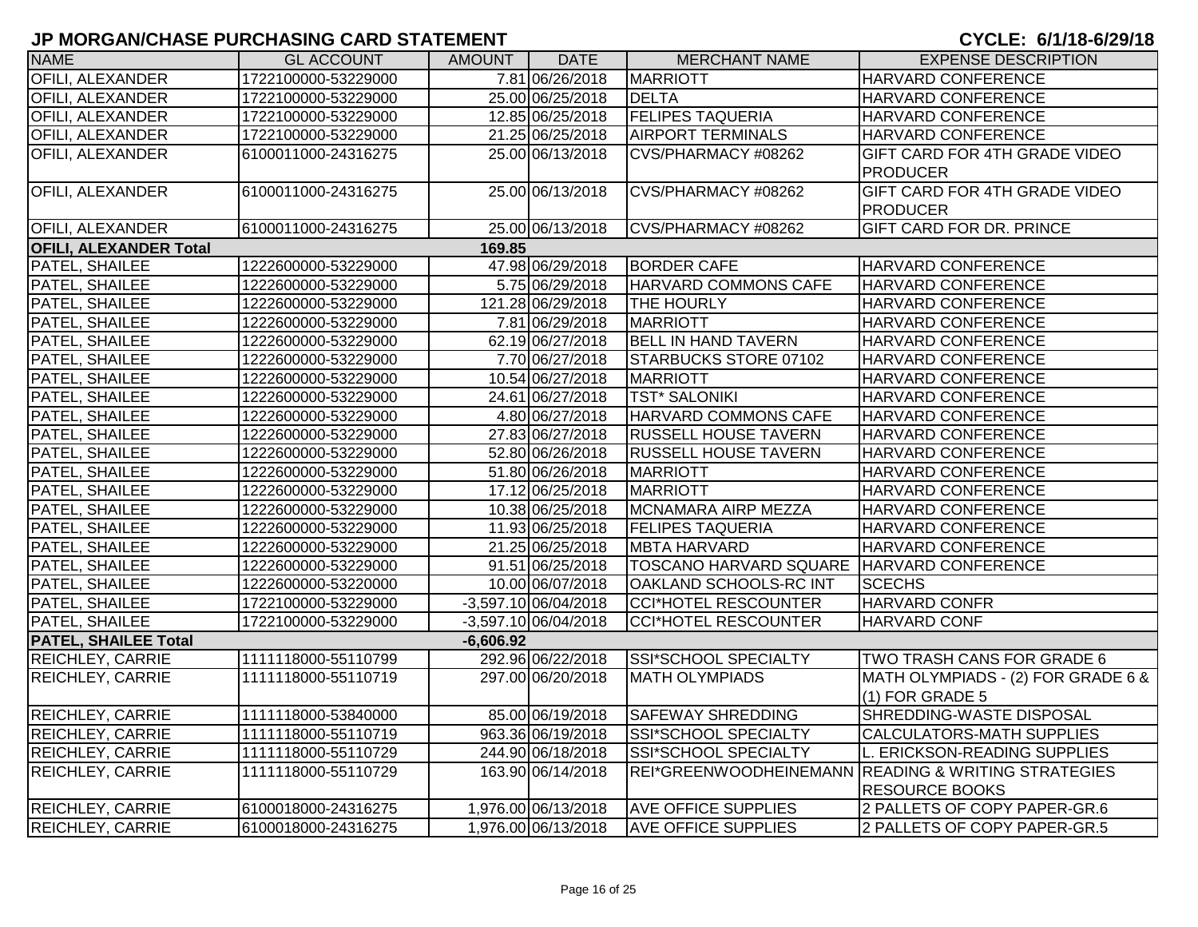## JP MORGAN/CHASE PURCHASING CARD STATEMENT

**CYCLE: 6/1/18-6/29/18**

| NAME | GL ACCOUNT | AMOUNT | DATE | MERCHANT NAME | EXPENSE DESCRIPTION |
|---|---|---|---|---|---|
| OFILI, ALEXANDER | 1722100000-53229000 | 7.81 | 06/26/2018 | MARRIOTT | HARVARD CONFERENCE |
| OFILI, ALEXANDER | 1722100000-53229000 | 25.00 | 06/25/2018 | DELTA | HARVARD CONFERENCE |
| OFILI, ALEXANDER | 1722100000-53229000 | 12.85 | 06/25/2018 | FELIPES TAQUERIA | HARVARD CONFERENCE |
| OFILI, ALEXANDER | 1722100000-53229000 | 21.25 | 06/25/2018 | AIRPORT TERMINALS | HARVARD CONFERENCE |
| OFILI, ALEXANDER | 6100011000-24316275 | 25.00 | 06/13/2018 | CVS/PHARMACY #08262 | GIFT CARD FOR 4TH GRADE VIDEO PRODUCER |
| OFILI, ALEXANDER | 6100011000-24316275 | 25.00 | 06/13/2018 | CVS/PHARMACY #08262 | GIFT CARD FOR 4TH GRADE VIDEO PRODUCER |
| OFILI, ALEXANDER | 6100011000-24316275 | 25.00 | 06/13/2018 | CVS/PHARMACY #08262 | GIFT CARD FOR DR. PRINCE |
| **OFILI, ALEXANDER Total** | | **169.85** | | | |
| PATEL, SHAILEE | 1222600000-53229000 | 47.98 | 06/29/2018 | BORDER CAFE | HARVARD CONFERENCE |
| PATEL, SHAILEE | 1222600000-53229000 | 5.75 | 06/29/2018 | HARVARD COMMONS CAFE | HARVARD CONFERENCE |
| PATEL, SHAILEE | 1222600000-53229000 | 121.28 | 06/29/2018 | THE HOURLY | HARVARD CONFERENCE |
| PATEL, SHAILEE | 1222600000-53229000 | 7.81 | 06/29/2018 | MARRIOTT | HARVARD CONFERENCE |
| PATEL, SHAILEE | 1222600000-53229000 | 62.19 | 06/27/2018 | BELL IN HAND TAVERN | HARVARD CONFERENCE |
| PATEL, SHAILEE | 1222600000-53229000 | 7.70 | 06/27/2018 | STARBUCKS STORE 07102 | HARVARD CONFERENCE |
| PATEL, SHAILEE | 1222600000-53229000 | 10.54 | 06/27/2018 | MARRIOTT | HARVARD CONFERENCE |
| PATEL, SHAILEE | 1222600000-53229000 | 24.61 | 06/27/2018 | TST* SALONIKI | HARVARD CONFERENCE |
| PATEL, SHAILEE | 1222600000-53229000 | 4.80 | 06/27/2018 | HARVARD COMMONS CAFE | HARVARD CONFERENCE |
| PATEL, SHAILEE | 1222600000-53229000 | 27.83 | 06/27/2018 | RUSSELL HOUSE TAVERN | HARVARD CONFERENCE |
| PATEL, SHAILEE | 1222600000-53229000 | 52.80 | 06/26/2018 | RUSSELL HOUSE TAVERN | HARVARD CONFERENCE |
| PATEL, SHAILEE | 1222600000-53229000 | 51.80 | 06/26/2018 | MARRIOTT | HARVARD CONFERENCE |
| PATEL, SHAILEE | 1222600000-53229000 | 17.12 | 06/25/2018 | MARRIOTT | HARVARD CONFERENCE |
| PATEL, SHAILEE | 1222600000-53229000 | 10.38 | 06/25/2018 | MCNAMARA AIRP MEZZA | HARVARD CONFERENCE |
| PATEL, SHAILEE | 1222600000-53229000 | 11.93 | 06/25/2018 | FELIPES TAQUERIA | HARVARD CONFERENCE |
| PATEL, SHAILEE | 1222600000-53229000 | 21.25 | 06/25/2018 | MBTA HARVARD | HARVARD CONFERENCE |
| PATEL, SHAILEE | 1222600000-53229000 | 91.51 | 06/25/2018 | TOSCANO HARVARD SQUARE | HARVARD CONFERENCE |
| PATEL, SHAILEE | 1222600000-53220000 | 10.00 | 06/07/2018 | OAKLAND SCHOOLS-RC INT | SCECHS |
| PATEL, SHAILEE | 1722100000-53229000 | -3,597.10 | 06/04/2018 | CCI*HOTEL RESCOUNTER | HARVARD CONFR |
| PATEL, SHAILEE | 1722100000-53229000 | -3,597.10 | 06/04/2018 | CCI*HOTEL RESCOUNTER | HARVARD CONF |
| **PATEL, SHAILEE Total** | | **-6,606.92** | | | |
| REICHLEY, CARRIE | 1111118000-55110799 | 292.96 | 06/22/2018 | SSI*SCHOOL SPECIALTY | TWO TRASH CANS FOR GRADE 6 |
| REICHLEY, CARRIE | 1111118000-55110719 | 297.00 | 06/20/2018 | MATH OLYMPIADS | MATH OLYMPIADS - (2) FOR GRADE 6 & (1) FOR GRADE 5 |
| REICHLEY, CARRIE | 1111118000-53840000 | 85.00 | 06/19/2018 | SAFEWAY SHREDDING | SHREDDING-WASTE DISPOSAL |
| REICHLEY, CARRIE | 1111118000-55110719 | 963.36 | 06/19/2018 | SSI*SCHOOL SPECIALTY | CALCULATORS-MATH SUPPLIES |
| REICHLEY, CARRIE | 1111118000-55110729 | 244.90 | 06/18/2018 | SSI*SCHOOL SPECIALTY | L. ERICKSON-READING SUPPLIES |
| REICHLEY, CARRIE | 1111118000-55110729 | 163.90 | 06/14/2018 | REI*GREENWOODHEINEMANN | READING & WRITING STRATEGIES RESOURCE BOOKS |
| REICHLEY, CARRIE | 6100018000-24316275 | 1,976.00 | 06/13/2018 | AVE OFFICE SUPPLIES | 2 PALLETS OF COPY PAPER-GR.6 |
| REICHLEY, CARRIE | 6100018000-24316275 | 1,976.00 | 06/13/2018 | AVE OFFICE SUPPLIES | 2 PALLETS OF COPY PAPER-GR.5 |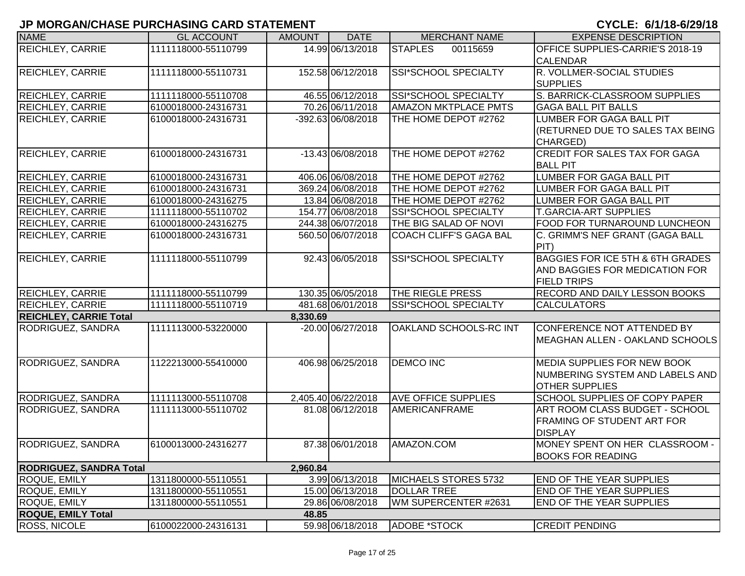# JP MORGAN/CHASE PURCHASING CARD STATEMENT

**CYCLE: 6/1/18-6/29/18**

| NAME | GL ACCOUNT | AMOUNT | DATE | MERCHANT NAME | EXPENSE DESCRIPTION |
|---|---|---|---|---|---|
| REICHLEY, CARRIE | 1111118000-55110799 | 14.99 | 06/13/2018 | STAPLES 00115659 | OFFICE SUPPLIES-CARRIE'S 2018-19 CALENDAR |
| REICHLEY, CARRIE | 1111118000-55110731 | 152.58 | 06/12/2018 | SSI*SCHOOL SPECIALTY | R. VOLLMER-SOCIAL STUDIES SUPPLIES |
| REICHLEY, CARRIE | 1111118000-55110708 | 46.55 | 06/12/2018 | SSI*SCHOOL SPECIALTY | S. BARRICK-CLASSROOM SUPPLIES |
| REICHLEY, CARRIE | 6100018000-24316731 | 70.26 | 06/11/2018 | AMAZON MKTPLACE PMTS | GAGA BALL PIT BALLS |
| REICHLEY, CARRIE | 6100018000-24316731 | -392.63 | 06/08/2018 | THE HOME DEPOT #2762 | LUMBER FOR GAGA BALL PIT (RETURNED DUE TO SALES TAX BEING CHARGED) |
| REICHLEY, CARRIE | 6100018000-24316731 | -13.43 | 06/08/2018 | THE HOME DEPOT #2762 | CREDIT FOR SALES TAX FOR GAGA BALL PIT |
| REICHLEY, CARRIE | 6100018000-24316731 | 406.06 | 06/08/2018 | THE HOME DEPOT #2762 | LUMBER FOR GAGA BALL PIT |
| REICHLEY, CARRIE | 6100018000-24316731 | 369.24 | 06/08/2018 | THE HOME DEPOT #2762 | LUMBER FOR GAGA BALL PIT |
| REICHLEY, CARRIE | 6100018000-24316275 | 13.84 | 06/08/2018 | THE HOME DEPOT #2762 | LUMBER FOR GAGA BALL PIT |
| REICHLEY, CARRIE | 1111118000-55110702 | 154.77 | 06/08/2018 | SSI*SCHOOL SPECIALTY | T.GARCIA-ART SUPPLIES |
| REICHLEY, CARRIE | 6100018000-24316275 | 244.38 | 06/07/2018 | THE BIG SALAD OF NOVI | FOOD FOR TURNAROUND LUNCHEON |
| REICHLEY, CARRIE | 6100018000-24316731 | 560.50 | 06/07/2018 | COACH CLIFF'S GAGA BAL | C. GRIMM'S NEF GRANT (GAGA BALL PIT) |
| REICHLEY, CARRIE | 1111118000-55110799 | 92.43 | 06/05/2018 | SSI*SCHOOL SPECIALTY | BAGGIES FOR ICE 5TH & 6TH GRADES AND BAGGIES FOR MEDICATION FOR FIELD TRIPS |
| REICHLEY, CARRIE | 1111118000-55110799 | 130.35 | 06/05/2018 | THE RIEGLE PRESS | RECORD AND DAILY LESSON BOOKS |
| REICHLEY, CARRIE | 1111118000-55110719 | 481.68 | 06/01/2018 | SSI*SCHOOL SPECIALTY | CALCULATORS |
| **REICHLEY, CARRIE Total** | | **8,330.69** | | | |
| RODRIGUEZ, SANDRA | 1111113000-53220000 | -20.00 | 06/27/2018 | OAKLAND SCHOOLS-RC INT | CONFERENCE NOT ATTENDED BY MEAGHAN ALLEN - OAKLAND SCHOOLS |
| RODRIGUEZ, SANDRA | 1122213000-55410000 | 406.98 | 06/25/2018 | DEMCO INC | MEDIA SUPPLIES FOR NEW BOOK NUMBERING SYSTEM AND LABELS AND OTHER SUPPLIES |
| RODRIGUEZ, SANDRA | 1111113000-55110708 | 2,405.40 | 06/22/2018 | AVE OFFICE SUPPLIES | SCHOOL SUPPLIES OF COPY PAPER |
| RODRIGUEZ, SANDRA | 1111113000-55110702 | 81.08 | 06/12/2018 | AMERICANFRAME | ART ROOM CLASS BUDGET - SCHOOL FRAMING OF STUDENT ART FOR DISPLAY |
| RODRIGUEZ, SANDRA | 6100013000-24316277 | 87.38 | 06/01/2018 | AMAZON.COM | MONEY SPENT ON HER CLASSROOM - BOOKS FOR READING |
| **RODRIGUEZ, SANDRA Total** | | **2,960.84** | | | |
| ROQUE, EMILY | 1311800000-55110551 | 3.99 | 06/13/2018 | MICHAELS STORES 5732 | END OF THE YEAR SUPPLIES |
| ROQUE, EMILY | 1311800000-55110551 | 15.00 | 06/13/2018 | DOLLAR TREE | END OF THE YEAR SUPPLIES |
| ROQUE, EMILY | 1311800000-55110551 | 29.86 | 06/08/2018 | WM SUPERCENTER #2631 | END OF THE YEAR SUPPLIES |
| **ROQUE, EMILY Total** | | **48.85** | | | |
| ROSS, NICOLE | 6100022000-24316131 | 59.98 | 06/18/2018 | ADOBE *STOCK | CREDIT PENDING |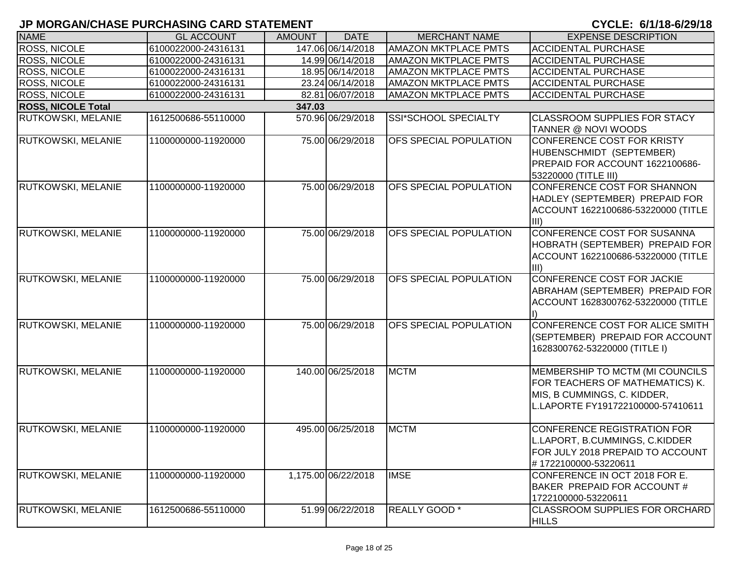## JP MORGAN/CHASE PURCHASING CARD STATEMENT

**CYCLE: 6/1/18-6/29/18**

| NAME | GL ACCOUNT | AMOUNT | DATE | MERCHANT NAME | EXPENSE DESCRIPTION |
|---|---|---|---|---|---|
| ROSS, NICOLE | 6100022000-24316131 | 147.06 | 06/14/2018 | AMAZON MKTPLACE PMTS | ACCIDENTAL PURCHASE |
| ROSS, NICOLE | 6100022000-24316131 | 14.99 | 06/14/2018 | AMAZON MKTPLACE PMTS | ACCIDENTAL PURCHASE |
| ROSS, NICOLE | 6100022000-24316131 | 18.95 | 06/14/2018 | AMAZON MKTPLACE PMTS | ACCIDENTAL PURCHASE |
| ROSS, NICOLE | 6100022000-24316131 | 23.24 | 06/14/2018 | AMAZON MKTPLACE PMTS | ACCIDENTAL PURCHASE |
| ROSS, NICOLE | 6100022000-24316131 | 82.81 | 06/07/2018 | AMAZON MKTPLACE PMTS | ACCIDENTAL PURCHASE |
| **ROSS, NICOLE Total** | | **347.03** | | | |
| RUTKOWSKI, MELANIE | 1612500686-55110000 | 570.96 | 06/29/2018 | SSI*SCHOOL SPECIALTY | CLASSROOM SUPPLIES FOR STACY TANNER @ NOVI WOODS |
| RUTKOWSKI, MELANIE | 1100000000-11920000 | 75.00 | 06/29/2018 | OFS SPECIAL POPULATION | CONFERENCE COST FOR KRISTY HUBENSCHMIDT (SEPTEMBER) PREPAID FOR ACCOUNT 1622100686-53220000 (TITLE III) |
| RUTKOWSKI, MELANIE | 1100000000-11920000 | 75.00 | 06/29/2018 | OFS SPECIAL POPULATION | CONFERENCE COST FOR SHANNON HADLEY (SEPTEMBER) PREPAID FOR ACCOUNT 1622100686-53220000 (TITLE III) |
| RUTKOWSKI, MELANIE | 1100000000-11920000 | 75.00 | 06/29/2018 | OFS SPECIAL POPULATION | CONFERENCE COST FOR SUSANNA HOBRATH (SEPTEMBER) PREPAID FOR ACCOUNT 1622100686-53220000 (TITLE III) |
| RUTKOWSKI, MELANIE | 1100000000-11920000 | 75.00 | 06/29/2018 | OFS SPECIAL POPULATION | CONFERENCE COST FOR JACKIE ABRAHAM (SEPTEMBER) PREPAID FOR ACCOUNT 1628300762-53220000 (TITLE I) |
| RUTKOWSKI, MELANIE | 1100000000-11920000 | 75.00 | 06/29/2018 | OFS SPECIAL POPULATION | CONFERENCE COST FOR ALICE SMITH (SEPTEMBER) PREPAID FOR ACCOUNT 1628300762-53220000 (TITLE I) |
| RUTKOWSKI, MELANIE | 1100000000-11920000 | 140.00 | 06/25/2018 | MCTM | MEMBERSHIP TO MCTM (MI COUNCILS FOR TEACHERS OF MATHEMATICS) K. MIS, B CUMMINGS, C. KIDDER, L.LAPORTE FY191722100000-57410611 |
| RUTKOWSKI, MELANIE | 1100000000-11920000 | 495.00 | 06/25/2018 | MCTM | CONFERENCE REGISTRATION FOR L.LAPORT, B.CUMMINGS, C.KIDDER FOR JULY 2018 PREPAID TO ACCOUNT # 1722100000-53220611 |
| RUTKOWSKI, MELANIE | 1100000000-11920000 | 1,175.00 | 06/22/2018 | IMSE | CONFERENCE IN OCT 2018 FOR E. BAKER PREPAID FOR ACCOUNT # 1722100000-53220611 |
| RUTKOWSKI, MELANIE | 1612500686-55110000 | 51.99 | 06/22/2018 | REALLY GOOD * | CLASSROOM SUPPLIES FOR ORCHARD HILLS |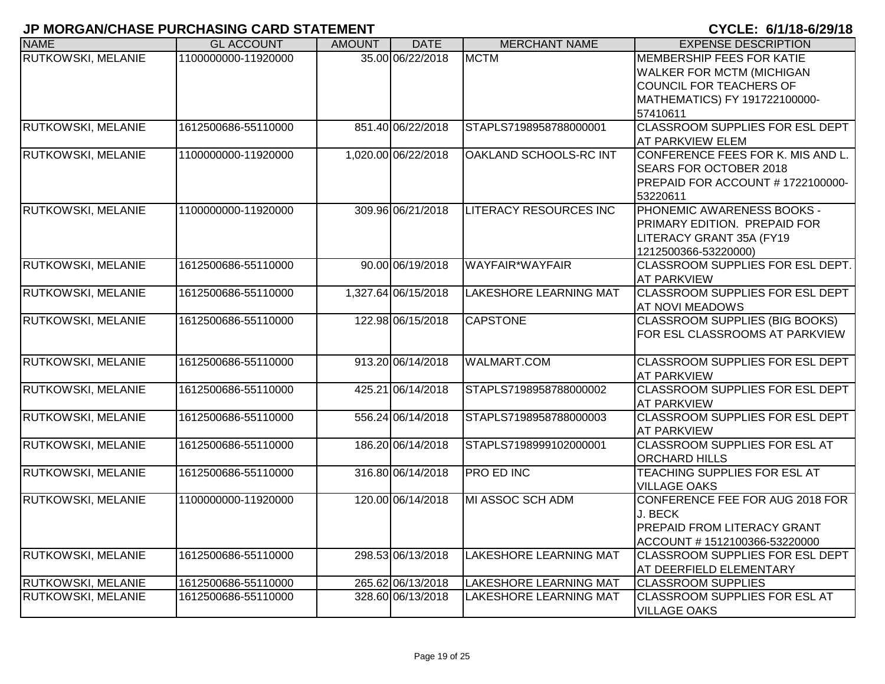## JP MORGAN/CHASE PURCHASING CARD STATEMENT

**CYCLE: 6/1/18-6/29/18**

| NAME | GL ACCOUNT | AMOUNT | DATE | MERCHANT NAME | EXPENSE DESCRIPTION |
|---|---|---|---|---|---|
| RUTKOWSKI, MELANIE | 1100000000-11920000 | 35.00 | 06/22/2018 | MCTM | MEMBERSHIP FEES FOR KATIE WALKER FOR MCTM (MICHIGAN COUNCIL FOR TEACHERS OF MATHEMATICS) FY 191722100000-57410611 |
| RUTKOWSKI, MELANIE | 1612500686-55110000 | 851.40 | 06/22/2018 | STAPLS7198958788000001 | CLASSROOM SUPPLIES FOR ESL DEPT AT PARKVIEW ELEM |
| RUTKOWSKI, MELANIE | 1100000000-11920000 | 1,020.00 | 06/22/2018 | OAKLAND SCHOOLS-RC INT | CONFERENCE FEES FOR K. MIS AND L. SEARS FOR OCTOBER 2018 PREPAID FOR ACCOUNT # 1722100000-53220611 |
| RUTKOWSKI, MELANIE | 1100000000-11920000 | 309.96 | 06/21/2018 | LITERACY RESOURCES INC | PHONEMIC AWARENESS BOOKS - PRIMARY EDITION. PREPAID FOR LITERACY GRANT 35A (FY19 1212500366-53220000) |
| RUTKOWSKI, MELANIE | 1612500686-55110000 | 90.00 | 06/19/2018 | WAYFAIR*WAYFAIR | CLASSROOM SUPPLIES FOR ESL DEPT. AT PARKVIEW |
| RUTKOWSKI, MELANIE | 1612500686-55110000 | 1,327.64 | 06/15/2018 | LAKESHORE LEARNING MAT | CLASSROOM SUPPLIES FOR ESL DEPT AT NOVI MEADOWS |
| RUTKOWSKI, MELANIE | 1612500686-55110000 | 122.98 | 06/15/2018 | CAPSTONE | CLASSROOM SUPPLIES (BIG BOOKS) FOR ESL CLASSROOMS AT PARKVIEW |
| RUTKOWSKI, MELANIE | 1612500686-55110000 | 913.20 | 06/14/2018 | WALMART.COM | CLASSROOM SUPPLIES FOR ESL DEPT AT PARKVIEW |
| RUTKOWSKI, MELANIE | 1612500686-55110000 | 425.21 | 06/14/2018 | STAPLS7198958788000002 | CLASSROOM SUPPLIES FOR ESL DEPT AT PARKVIEW |
| RUTKOWSKI, MELANIE | 1612500686-55110000 | 556.24 | 06/14/2018 | STAPLS7198958788000003 | CLASSROOM SUPPLIES FOR ESL DEPT AT PARKVIEW |
| RUTKOWSKI, MELANIE | 1612500686-55110000 | 186.20 | 06/14/2018 | STAPLS7198999102000001 | CLASSROOM SUPPLIES FOR ESL AT ORCHARD HILLS |
| RUTKOWSKI, MELANIE | 1612500686-55110000 | 316.80 | 06/14/2018 | PRO ED INC | TEACHING SUPPLIES FOR ESL AT VILLAGE OAKS |
| RUTKOWSKI, MELANIE | 1100000000-11920000 | 120.00 | 06/14/2018 | MI ASSOC SCH ADM | CONFERENCE FEE FOR AUG 2018 FOR J. BECK PREPAID FROM LITERACY GRANT ACCOUNT # 1512100366-53220000 |
| RUTKOWSKI, MELANIE | 1612500686-55110000 | 298.53 | 06/13/2018 | LAKESHORE LEARNING MAT | CLASSROOM SUPPLIES FOR ESL DEPT AT DEERFIELD ELEMENTARY |
| RUTKOWSKI, MELANIE | 1612500686-55110000 | 265.62 | 06/13/2018 | LAKESHORE LEARNING MAT | CLASSROOM SUPPLIES |
| RUTKOWSKI, MELANIE | 1612500686-55110000 | 328.60 | 06/13/2018 | LAKESHORE LEARNING MAT | CLASSROOM SUPPLIES FOR ESL AT VILLAGE OAKS |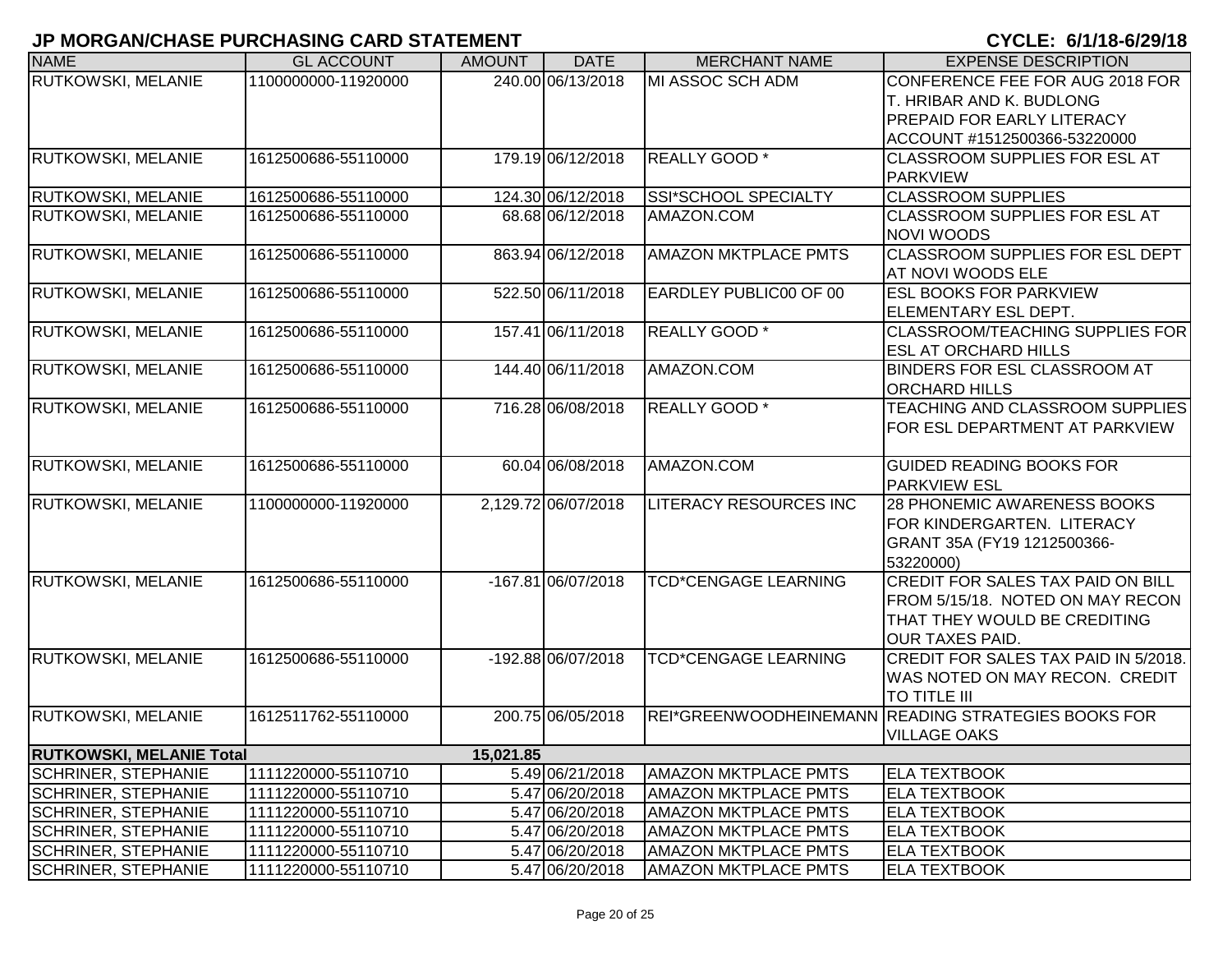# JP MORGAN/CHASE PURCHASING CARD STATEMENT

**CYCLE: 6/1/18-6/29/18**

| NAME | GL ACCOUNT | AMOUNT | DATE | MERCHANT NAME | EXPENSE DESCRIPTION |
|---|---|---|---|---|---|
| RUTKOWSKI, MELANIE | 1100000000-11920000 | 240.00 | 06/13/2018 | MI ASSOC SCH ADM | CONFERENCE FEE FOR AUG 2018 FOR T. HRIBAR AND K. BUDLONG PREPAID FOR EARLY LITERACY ACCOUNT #1512500366-53220000 |
| RUTKOWSKI, MELANIE | 1612500686-55110000 | 179.19 | 06/12/2018 | REALLY GOOD * | CLASSROOM SUPPLIES FOR ESL AT PARKVIEW |
| RUTKOWSKI, MELANIE | 1612500686-55110000 | 124.30 | 06/12/2018 | SSI*SCHOOL SPECIALTY | CLASSROOM SUPPLIES |
| RUTKOWSKI, MELANIE | 1612500686-55110000 | 68.68 | 06/12/2018 | AMAZON.COM | CLASSROOM SUPPLIES FOR ESL AT NOVI WOODS |
| RUTKOWSKI, MELANIE | 1612500686-55110000 | 863.94 | 06/12/2018 | AMAZON MKTPLACE PMTS | CLASSROOM SUPPLIES FOR ESL DEPT AT NOVI WOODS ELE |
| RUTKOWSKI, MELANIE | 1612500686-55110000 | 522.50 | 06/11/2018 | EARDLEY PUBLIC00 OF 00 | ESL BOOKS FOR PARKVIEW ELEMENTARY ESL DEPT. |
| RUTKOWSKI, MELANIE | 1612500686-55110000 | 157.41 | 06/11/2018 | REALLY GOOD * | CLASSROOM/TEACHING SUPPLIES FOR ESL AT ORCHARD HILLS |
| RUTKOWSKI, MELANIE | 1612500686-55110000 | 144.40 | 06/11/2018 | AMAZON.COM | BINDERS FOR ESL CLASSROOM AT ORCHARD HILLS |
| RUTKOWSKI, MELANIE | 1612500686-55110000 | 716.28 | 06/08/2018 | REALLY GOOD * | TEACHING AND CLASSROOM SUPPLIES FOR ESL DEPARTMENT AT PARKVIEW |
| RUTKOWSKI, MELANIE | 1612500686-55110000 | 60.04 | 06/08/2018 | AMAZON.COM | GUIDED READING BOOKS FOR PARKVIEW ESL |
| RUTKOWSKI, MELANIE | 1100000000-11920000 | 2,129.72 | 06/07/2018 | LITERACY RESOURCES INC | 28 PHONEMIC AWARENESS BOOKS FOR KINDERGARTEN. LITERACY GRANT 35A (FY19 1212500366-53220000) |
| RUTKOWSKI, MELANIE | 1612500686-55110000 | -167.81 | 06/07/2018 | TCD*CENGAGE LEARNING | CREDIT FOR SALES TAX PAID ON BILL FROM 5/15/18. NOTED ON MAY RECON THAT THEY WOULD BE CREDITING OUR TAXES PAID. |
| RUTKOWSKI, MELANIE | 1612500686-55110000 | -192.88 | 06/07/2018 | TCD*CENGAGE LEARNING | CREDIT FOR SALES TAX PAID IN 5/2018. WAS NOTED ON MAY RECON. CREDIT TO TITLE III |
| RUTKOWSKI, MELANIE | 1612511762-55110000 | 200.75 | 06/05/2018 | REI*GREENWOODHEINEMANN | READING STRATEGIES BOOKS FOR VILLAGE OAKS |
| **RUTKOWSKI, MELANIE Total** | | **15,021.85** | | | |
| SCHRINER, STEPHANIE | 1111220000-55110710 | 5.49 | 06/21/2018 | AMAZON MKTPLACE PMTS | ELA TEXTBOOK |
| SCHRINER, STEPHANIE | 1111220000-55110710 | 5.47 | 06/20/2018 | AMAZON MKTPLACE PMTS | ELA TEXTBOOK |
| SCHRINER, STEPHANIE | 1111220000-55110710 | 5.47 | 06/20/2018 | AMAZON MKTPLACE PMTS | ELA TEXTBOOK |
| SCHRINER, STEPHANIE | 1111220000-55110710 | 5.47 | 06/20/2018 | AMAZON MKTPLACE PMTS | ELA TEXTBOOK |
| SCHRINER, STEPHANIE | 1111220000-55110710 | 5.47 | 06/20/2018 | AMAZON MKTPLACE PMTS | ELA TEXTBOOK |
| SCHRINER, STEPHANIE | 1111220000-55110710 | 5.47 | 06/20/2018 | AMAZON MKTPLACE PMTS | ELA TEXTBOOK |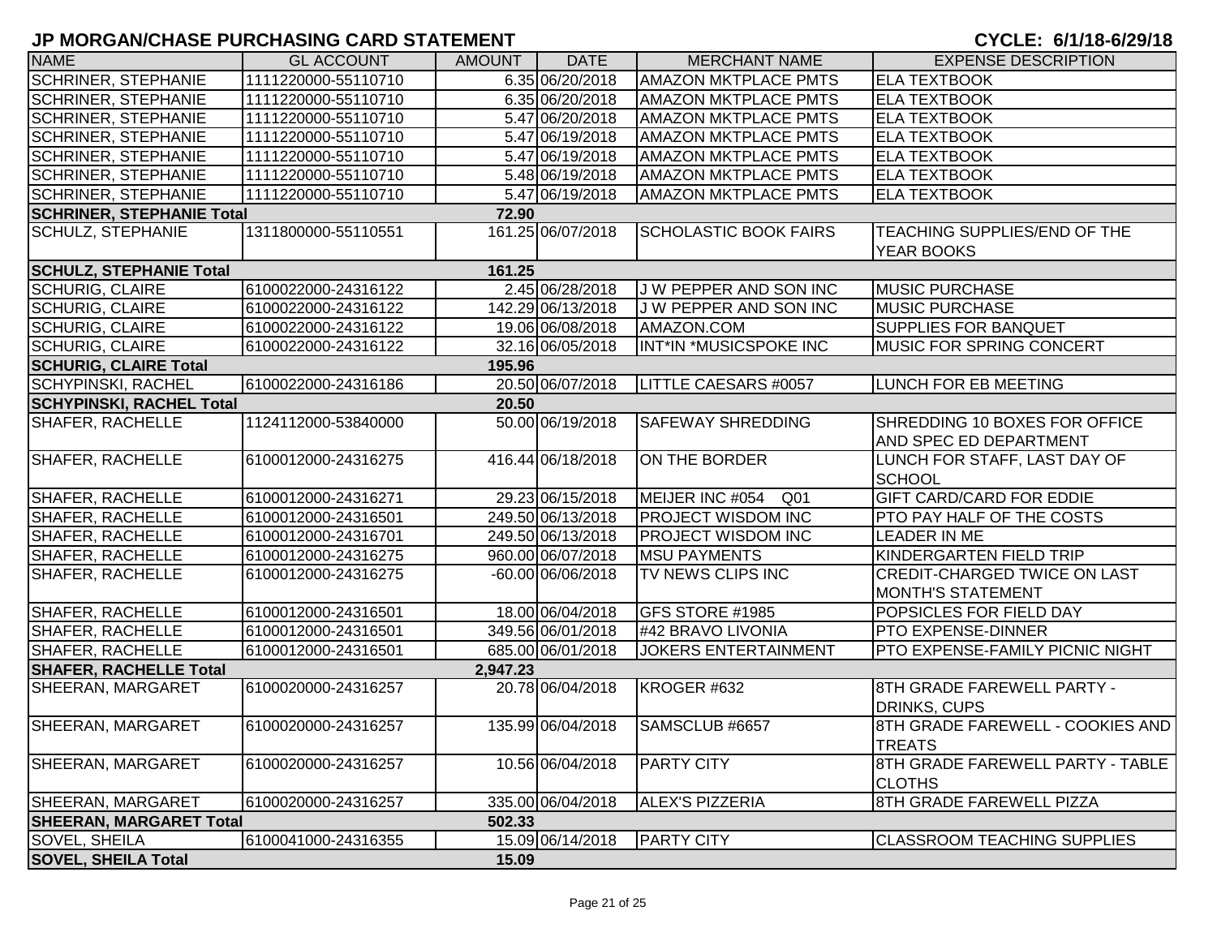# JP MORGAN/CHASE PURCHASING CARD STATEMENT

**CYCLE: 6/1/18-6/29/18**

| NAME | GL ACCOUNT | AMOUNT | DATE | MERCHANT NAME | EXPENSE DESCRIPTION |
|---|---|---|---|---|---|
| SCHRINER, STEPHANIE | 1111220000-55110710 | 6.35 | 06/20/2018 | AMAZON MKTPLACE PMTS | ELA TEXTBOOK |
| SCHRINER, STEPHANIE | 1111220000-55110710 | 6.35 | 06/20/2018 | AMAZON MKTPLACE PMTS | ELA TEXTBOOK |
| SCHRINER, STEPHANIE | 1111220000-55110710 | 5.47 | 06/20/2018 | AMAZON MKTPLACE PMTS | ELA TEXTBOOK |
| SCHRINER, STEPHANIE | 1111220000-55110710 | 5.47 | 06/19/2018 | AMAZON MKTPLACE PMTS | ELA TEXTBOOK |
| SCHRINER, STEPHANIE | 1111220000-55110710 | 5.47 | 06/19/2018 | AMAZON MKTPLACE PMTS | ELA TEXTBOOK |
| SCHRINER, STEPHANIE | 1111220000-55110710 | 5.48 | 06/19/2018 | AMAZON MKTPLACE PMTS | ELA TEXTBOOK |
| SCHRINER, STEPHANIE | 1111220000-55110710 | 5.47 | 06/19/2018 | AMAZON MKTPLACE PMTS | ELA TEXTBOOK |
| **SCHRINER, STEPHANIE Total** | | **72.90** | | | |
| SCHULZ, STEPHANIE | 1311800000-55110551 | 161.25 | 06/07/2018 | SCHOLASTIC BOOK FAIRS | TEACHING SUPPLIES/END OF THE YEAR BOOKS |
| **SCHULZ, STEPHANIE Total** | | **161.25** | | | |
| SCHURIG, CLAIRE | 6100022000-24316122 | 2.45 | 06/28/2018 | J W PEPPER AND SON INC | MUSIC PURCHASE |
| SCHURIG, CLAIRE | 6100022000-24316122 | 142.29 | 06/13/2018 | J W PEPPER AND SON INC | MUSIC PURCHASE |
| SCHURIG, CLAIRE | 6100022000-24316122 | 19.06 | 06/08/2018 | AMAZON.COM | SUPPLIES FOR BANQUET |
| SCHURIG, CLAIRE | 6100022000-24316122 | 32.16 | 06/05/2018 | INT*IN *MUSICSPOKE INC | MUSIC FOR SPRING CONCERT |
| **SCHURIG, CLAIRE Total** | | **195.96** | | | |
| SCHYPINSKI, RACHEL | 6100022000-24316186 | 20.50 | 06/07/2018 | LITTLE CAESARS #0057 | LUNCH FOR EB MEETING |
| **SCHYPINSKI, RACHEL Total** | | **20.50** | | | |
| SHAFER, RACHELLE | 1124112000-53840000 | 50.00 | 06/19/2018 | SAFEWAY SHREDDING | SHREDDING 10 BOXES FOR OFFICE AND SPEC ED DEPARTMENT |
| SHAFER, RACHELLE | 6100012000-24316275 | 416.44 | 06/18/2018 | ON THE BORDER | LUNCH FOR STAFF, LAST DAY OF SCHOOL |
| SHAFER, RACHELLE | 6100012000-24316271 | 29.23 | 06/15/2018 | MEIJER INC #054 Q01 | GIFT CARD/CARD FOR EDDIE |
| SHAFER, RACHELLE | 6100012000-24316501 | 249.50 | 06/13/2018 | PROJECT WISDOM INC | PTO PAY HALF OF THE COSTS |
| SHAFER, RACHELLE | 6100012000-24316701 | 249.50 | 06/13/2018 | PROJECT WISDOM INC | LEADER IN ME |
| SHAFER, RACHELLE | 6100012000-24316275 | 960.00 | 06/07/2018 | MSU PAYMENTS | KINDERGARTEN FIELD TRIP |
| SHAFER, RACHELLE | 6100012000-24316275 | -60.00 | 06/06/2018 | TV NEWS CLIPS INC | CREDIT-CHARGED TWICE ON LAST MONTH'S STATEMENT |
| SHAFER, RACHELLE | 6100012000-24316501 | 18.00 | 06/04/2018 | GFS STORE #1985 | POPSICLES FOR FIELD DAY |
| SHAFER, RACHELLE | 6100012000-24316501 | 349.56 | 06/01/2018 | #42 BRAVO LIVONIA | PTO EXPENSE-DINNER |
| SHAFER, RACHELLE | 6100012000-24316501 | 685.00 | 06/01/2018 | JOKERS ENTERTAINMENT | PTO EXPENSE-FAMILY PICNIC NIGHT |
| **SHAFER, RACHELLE Total** | | **2,947.23** | | | |
| SHEERAN, MARGARET | 6100020000-24316257 | 20.78 | 06/04/2018 | KROGER #632 | 8TH GRADE FAREWELL PARTY - DRINKS, CUPS |
| SHEERAN, MARGARET | 6100020000-24316257 | 135.99 | 06/04/2018 | SAMSCLUB #6657 | 8TH GRADE FAREWELL - COOKIES AND TREATS |
| SHEERAN, MARGARET | 6100020000-24316257 | 10.56 | 06/04/2018 | PARTY CITY | 8TH GRADE FAREWELL PARTY - TABLE CLOTHS |
| SHEERAN, MARGARET | 6100020000-24316257 | 335.00 | 06/04/2018 | ALEX'S PIZZERIA | 8TH GRADE FAREWELL PIZZA |
| **SHEERAN, MARGARET Total** | | **502.33** | | | |
| SOVEL, SHEILA | 6100041000-24316355 | 15.09 | 06/14/2018 | PARTY CITY | CLASSROOM TEACHING SUPPLIES |
| **SOVEL, SHEILA Total** | | **15.09** | | | |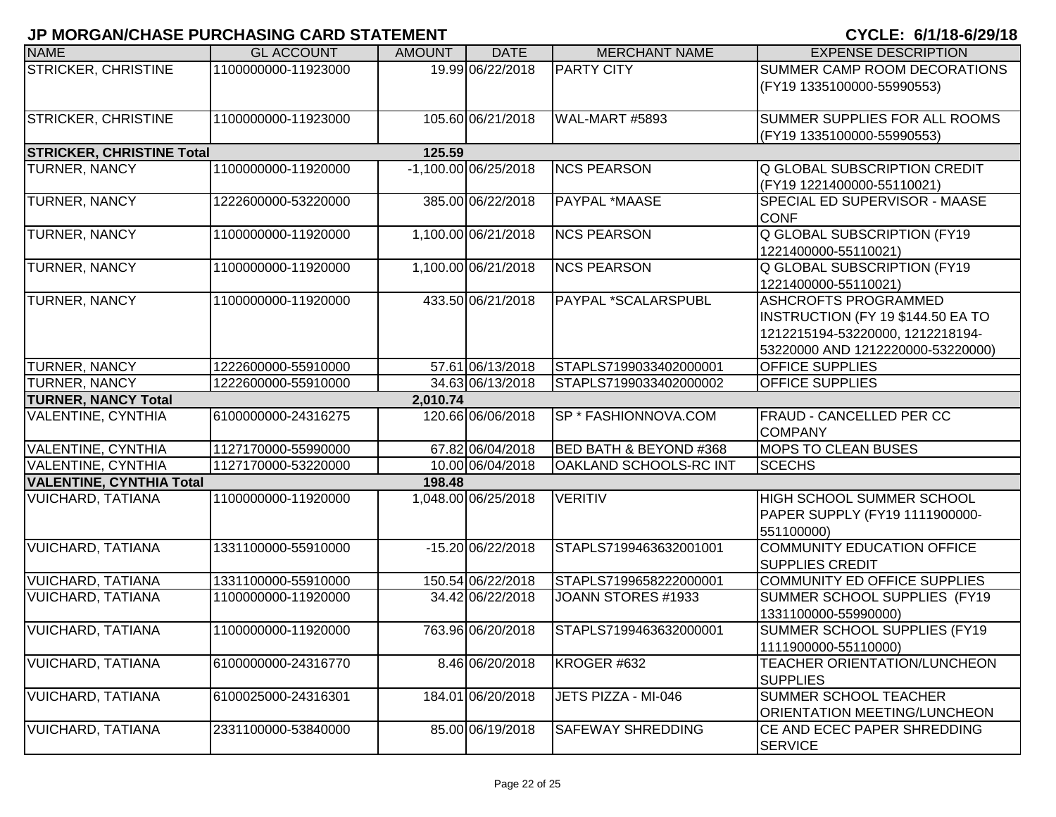# JP MORGAN/CHASE PURCHASING CARD STATEMENT

**CYCLE: 6/1/18-6/29/18**

| NAME | GL ACCOUNT | AMOUNT | DATE | MERCHANT NAME | EXPENSE DESCRIPTION |
|---|---|---|---|---|---|
| STRICKER, CHRISTINE | 1100000000-11923000 | 19.99 | 06/22/2018 | PARTY CITY | SUMMER CAMP ROOM DECORATIONS (FY19 1335100000-55990553) |
| STRICKER, CHRISTINE | 1100000000-11923000 | 105.60 | 06/21/2018 | WAL-MART #5893 | SUMMER SUPPLIES FOR ALL ROOMS (FY19 1335100000-55990553) |
| **STRICKER, CHRISTINE Total** | | **125.59** | | | |
| TURNER, NANCY | 1100000000-11920000 | -1,100.00 | 06/25/2018 | NCS PEARSON | Q GLOBAL SUBSCRIPTION CREDIT (FY19 1221400000-55110021) |
| TURNER, NANCY | 1222600000-53220000 | 385.00 | 06/22/2018 | PAYPAL *MAASE | SPECIAL ED SUPERVISOR - MAASE CONF |
| TURNER, NANCY | 1100000000-11920000 | 1,100.00 | 06/21/2018 | NCS PEARSON | Q GLOBAL SUBSCRIPTION (FY19 1221400000-55110021) |
| TURNER, NANCY | 1100000000-11920000 | 1,100.00 | 06/21/2018 | NCS PEARSON | Q GLOBAL SUBSCRIPTION (FY19 1221400000-55110021) |
| TURNER, NANCY | 1100000000-11920000 | 433.50 | 06/21/2018 | PAYPAL *SCALARSPUBL | ASHCROFTS PROGRAMMED INSTRUCTION (FY 19 $144.50 EA TO 1212215194-53220000, 1212218194-53220000 AND 1212220000-53220000) |
| TURNER, NANCY | 1222600000-55910000 | 57.61 | 06/13/2018 | STAPLS7199033402000001 | OFFICE SUPPLIES |
| TURNER, NANCY | 1222600000-55910000 | 34.63 | 06/13/2018 | STAPLS7199033402000002 | OFFICE SUPPLIES |
| **TURNER, NANCY Total** | | **2,010.74** | | | |
| VALENTINE, CYNTHIA | 6100000000-24316275 | 120.66 | 06/06/2018 | SP * FASHIONNOVA.COM | FRAUD - CANCELLED PER CC COMPANY |
| VALENTINE, CYNTHIA | 1127170000-55990000 | 67.82 | 06/04/2018 | BED BATH & BEYOND #368 | MOPS TO CLEAN BUSES |
| VALENTINE, CYNTHIA | 1127170000-53220000 | 10.00 | 06/04/2018 | OAKLAND SCHOOLS-RC INT | SCECHS |
| **VALENTINE, CYNTHIA Total** | | **198.48** | | | |
| VUICHARD, TATIANA | 1100000000-11920000 | 1,048.00 | 06/25/2018 | VERITIV | HIGH SCHOOL SUMMER SCHOOL PAPER SUPPLY (FY19 1111900000-551100000) |
| VUICHARD, TATIANA | 1331100000-55910000 | -15.20 | 06/22/2018 | STAPLS7199463632001001 | COMMUNITY EDUCATION OFFICE SUPPLIES CREDIT |
| VUICHARD, TATIANA | 1331100000-55910000 | 150.54 | 06/22/2018 | STAPLS7199658222000001 | COMMUNITY ED OFFICE SUPPLIES |
| VUICHARD, TATIANA | 1100000000-11920000 | 34.42 | 06/22/2018 | JOANN STORES #1933 | SUMMER SCHOOL SUPPLIES (FY19 1331100000-55990000) |
| VUICHARD, TATIANA | 1100000000-11920000 | 763.96 | 06/20/2018 | STAPLS7199463632000001 | SUMMER SCHOOL SUPPLIES (FY19 1111900000-55110000) |
| VUICHARD, TATIANA | 6100000000-24316770 | 8.46 | 06/20/2018 | KROGER #632 | TEACHER ORIENTATION/LUNCHEON SUPPLIES |
| VUICHARD, TATIANA | 6100025000-24316301 | 184.01 | 06/20/2018 | JETS PIZZA - MI-046 | SUMMER SCHOOL TEACHER ORIENTATION MEETING/LUNCHEON |
| VUICHARD, TATIANA | 2331100000-53840000 | 85.00 | 06/19/2018 | SAFEWAY SHREDDING | CE AND ECEC PAPER SHREDDING SERVICE |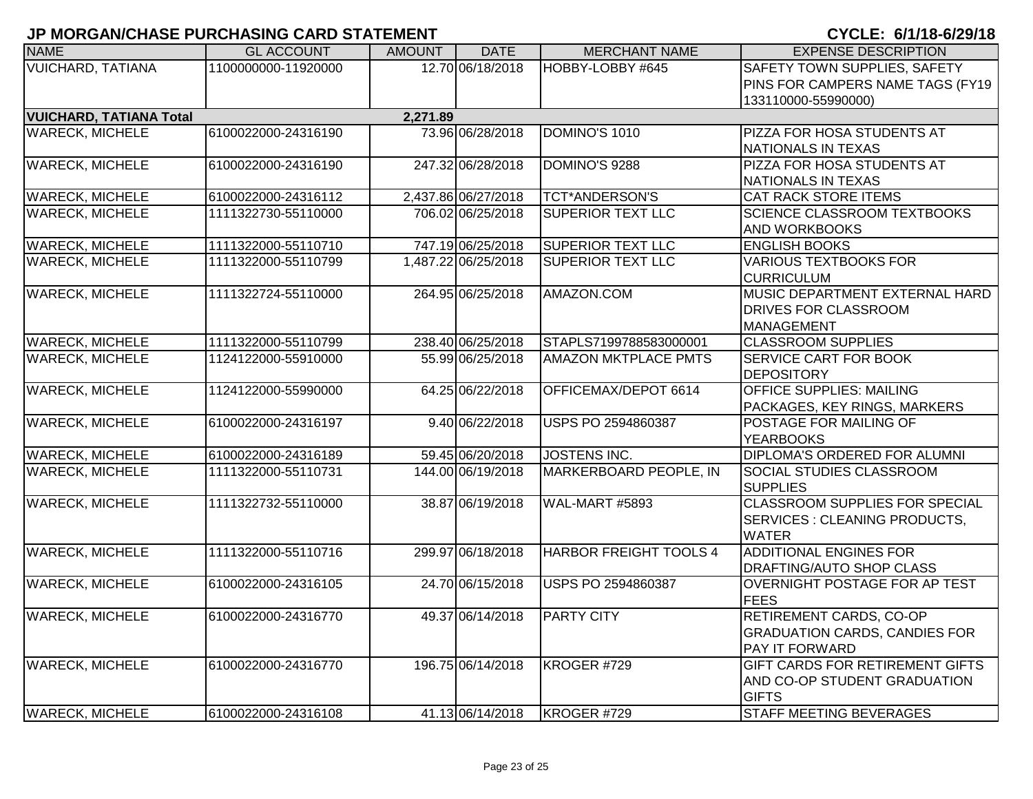# JP MORGAN/CHASE PURCHASING CARD STATEMENT

**CYCLE: 6/1/18-6/29/18**

| NAME | GL ACCOUNT | AMOUNT | DATE | MERCHANT NAME | EXPENSE DESCRIPTION |
|---|---|---|---|---|---|
| VUICHARD, TATIANA | 1100000000-11920000 | 12.70 | 06/18/2018 | HOBBY-LOBBY #645 | SAFETY TOWN SUPPLIES, SAFETY PINS FOR CAMPERS NAME TAGS (FY19 133110000-55990000) |
| **VUICHARD, TATIANA Total** | | **2,271.89** | | | |
| WARECK, MICHELE | 6100022000-24316190 | 73.96 | 06/28/2018 | DOMINO'S 1010 | PIZZA FOR HOSA STUDENTS AT NATIONALS IN TEXAS |
| WARECK, MICHELE | 6100022000-24316190 | 247.32 | 06/28/2018 | DOMINO'S 9288 | PIZZA FOR HOSA STUDENTS AT NATIONALS IN TEXAS |
| WARECK, MICHELE | 6100022000-24316112 | 2,437.86 | 06/27/2018 | TCT*ANDERSON'S | CAT RACK STORE ITEMS |
| WARECK, MICHELE | 1111322730-55110000 | 706.02 | 06/25/2018 | SUPERIOR TEXT LLC | SCIENCE CLASSROOM TEXTBOOKS AND WORKBOOKS |
| WARECK, MICHELE | 1111322000-55110710 | 747.19 | 06/25/2018 | SUPERIOR TEXT LLC | ENGLISH BOOKS |
| WARECK, MICHELE | 1111322000-55110799 | 1,487.22 | 06/25/2018 | SUPERIOR TEXT LLC | VARIOUS TEXTBOOKS FOR CURRICULUM |
| WARECK, MICHELE | 1111322724-55110000 | 264.95 | 06/25/2018 | AMAZON.COM | MUSIC DEPARTMENT EXTERNAL HARD DRIVES FOR CLASSROOM MANAGEMENT |
| WARECK, MICHELE | 1111322000-55110799 | 238.40 | 06/25/2018 | STAPLS7199788583000001 | CLASSROOM SUPPLIES |
| WARECK, MICHELE | 1124122000-55910000 | 55.99 | 06/25/2018 | AMAZON MKTPLACE PMTS | SERVICE CART FOR BOOK DEPOSITORY |
| WARECK, MICHELE | 1124122000-55990000 | 64.25 | 06/22/2018 | OFFICEMAX/DEPOT 6614 | OFFICE SUPPLIES: MAILING PACKAGES, KEY RINGS, MARKERS |
| WARECK, MICHELE | 6100022000-24316197 | 9.40 | 06/22/2018 | USPS PO 2594860387 | POSTAGE FOR MAILING OF YEARBOOKS |
| WARECK, MICHELE | 6100022000-24316189 | 59.45 | 06/20/2018 | JOSTENS INC. | DIPLOMA'S ORDERED FOR ALUMNI |
| WARECK, MICHELE | 1111322000-55110731 | 144.00 | 06/19/2018 | MARKERBOARD PEOPLE, IN | SOCIAL STUDIES CLASSROOM SUPPLIES |
| WARECK, MICHELE | 1111322732-55110000 | 38.87 | 06/19/2018 | WAL-MART #5893 | CLASSROOM SUPPLIES FOR SPECIAL SERVICES : CLEANING PRODUCTS, WATER |
| WARECK, MICHELE | 1111322000-55110716 | 299.97 | 06/18/2018 | HARBOR FREIGHT TOOLS 4 | ADDITIONAL ENGINES FOR DRAFTING/AUTO SHOP CLASS |
| WARECK, MICHELE | 6100022000-24316105 | 24.70 | 06/15/2018 | USPS PO 2594860387 | OVERNIGHT POSTAGE FOR AP TEST FEES |
| WARECK, MICHELE | 6100022000-24316770 | 49.37 | 06/14/2018 | PARTY CITY | RETIREMENT CARDS, CO-OP GRADUATION CARDS, CANDIES FOR PAY IT FORWARD |
| WARECK, MICHELE | 6100022000-24316770 | 196.75 | 06/14/2018 | KROGER #729 | GIFT CARDS FOR RETIREMENT GIFTS AND CO-OP STUDENT GRADUATION GIFTS |
| WARECK, MICHELE | 6100022000-24316108 | 41.13 | 06/14/2018 | KROGER #729 | STAFF MEETING BEVERAGES |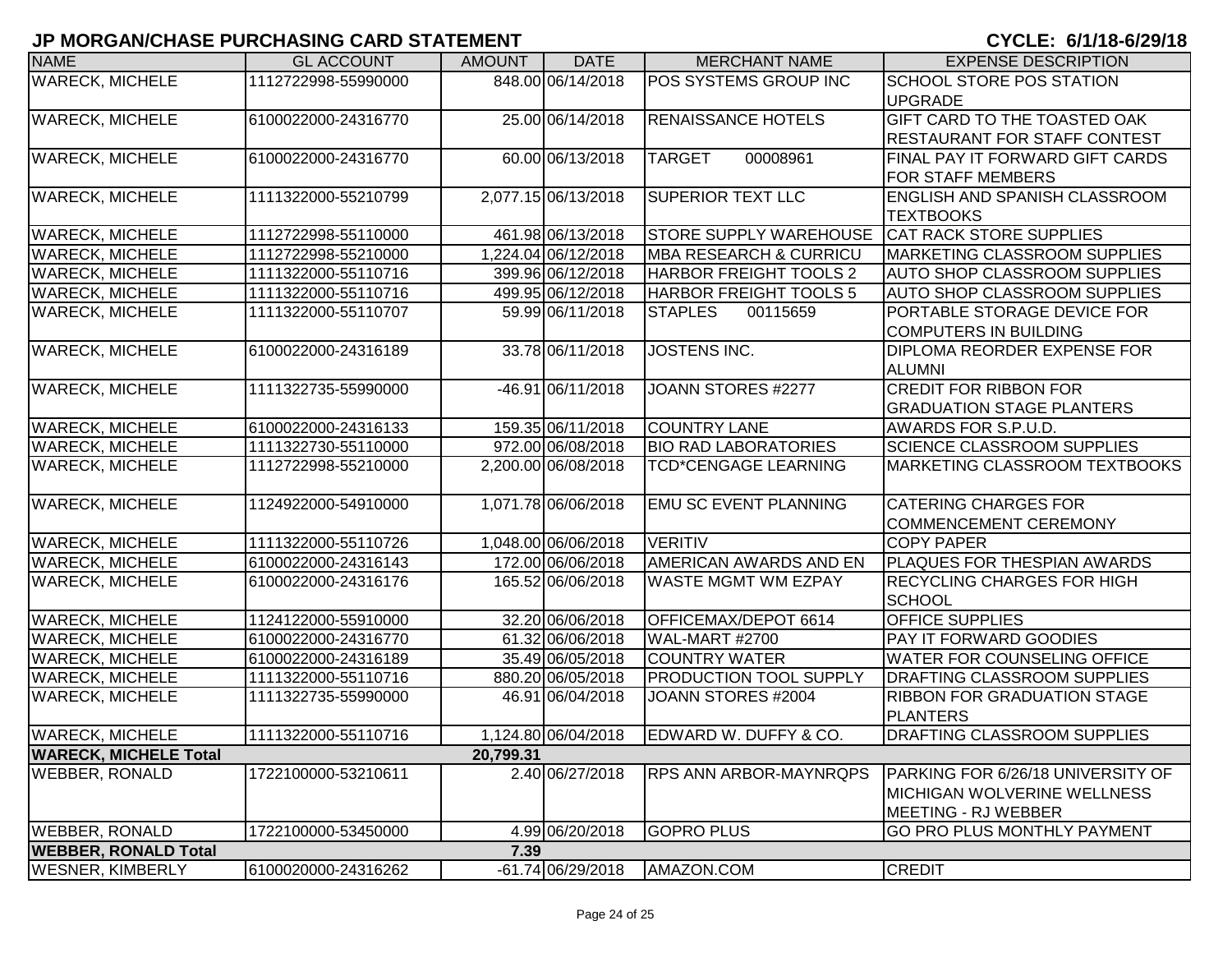## JP MORGAN/CHASE PURCHASING CARD STATEMENT

**CYCLE: 6/1/18-6/29/18**

| NAME | GL ACCOUNT | AMOUNT | DATE | MERCHANT NAME | EXPENSE DESCRIPTION |
|---|---|---|---|---|---|
| WARECK, MICHELE | 1112722998-55990000 | 848.00 | 06/14/2018 | POS SYSTEMS GROUP INC | SCHOOL STORE POS STATION UPGRADE |
| WARECK, MICHELE | 6100022000-24316770 | 25.00 | 06/14/2018 | RENAISSANCE HOTELS | GIFT CARD TO THE TOASTED OAK RESTAURANT FOR STAFF CONTEST |
| WARECK, MICHELE | 6100022000-24316770 | 60.00 | 06/13/2018 | TARGET 00008961 | FINAL PAY IT FORWARD GIFT CARDS FOR STAFF MEMBERS |
| WARECK, MICHELE | 1111322000-55210799 | 2,077.15 | 06/13/2018 | SUPERIOR TEXT LLC | ENGLISH AND SPANISH CLASSROOM TEXTBOOKS |
| WARECK, MICHELE | 1112722998-55110000 | 461.98 | 06/13/2018 | STORE SUPPLY WAREHOUSE | CAT RACK STORE SUPPLIES |
| WARECK, MICHELE | 1112722998-55210000 | 1,224.04 | 06/12/2018 | MBA RESEARCH & CURRICU | MARKETING CLASSROOM SUPPLIES |
| WARECK, MICHELE | 1111322000-55110716 | 399.96 | 06/12/2018 | HARBOR FREIGHT TOOLS 2 | AUTO SHOP CLASSROOM SUPPLIES |
| WARECK, MICHELE | 1111322000-55110716 | 499.95 | 06/12/2018 | HARBOR FREIGHT TOOLS 5 | AUTO SHOP CLASSROOM SUPPLIES |
| WARECK, MICHELE | 1111322000-55110707 | 59.99 | 06/11/2018 | STAPLES 00115659 | PORTABLE STORAGE DEVICE FOR COMPUTERS IN BUILDING |
| WARECK, MICHELE | 6100022000-24316189 | 33.78 | 06/11/2018 | JOSTENS INC. | DIPLOMA REORDER EXPENSE FOR ALUMNI |
| WARECK, MICHELE | 1111322735-55990000 | -46.91 | 06/11/2018 | JOANN STORES #2277 | CREDIT FOR RIBBON FOR GRADUATION STAGE PLANTERS |
| WARECK, MICHELE | 6100022000-24316133 | 159.35 | 06/11/2018 | COUNTRY LANE | AWARDS FOR S.P.U.D. |
| WARECK, MICHELE | 1111322730-55110000 | 972.00 | 06/08/2018 | BIO RAD LABORATORIES | SCIENCE CLASSROOM SUPPLIES |
| WARECK, MICHELE | 1112722998-55210000 | 2,200.00 | 06/08/2018 | TCD*CENGAGE LEARNING | MARKETING CLASSROOM TEXTBOOKS |
| WARECK, MICHELE | 1124922000-54910000 | 1,071.78 | 06/06/2018 | EMU SC EVENT PLANNING | CATERING CHARGES FOR COMMENCEMENT CEREMONY |
| WARECK, MICHELE | 1111322000-55110726 | 1,048.00 | 06/06/2018 | VERITIV | COPY PAPER |
| WARECK, MICHELE | 6100022000-24316143 | 172.00 | 06/06/2018 | AMERICAN AWARDS AND EN | PLAQUES FOR THESPIAN AWARDS |
| WARECK, MICHELE | 6100022000-24316176 | 165.52 | 06/06/2018 | WASTE MGMT WM EZPAY | RECYCLING CHARGES FOR HIGH SCHOOL |
| WARECK, MICHELE | 1124122000-55910000 | 32.20 | 06/06/2018 | OFFICEMAX/DEPOT 6614 | OFFICE SUPPLIES |
| WARECK, MICHELE | 6100022000-24316770 | 61.32 | 06/06/2018 | WAL-MART #2700 | PAY IT FORWARD GOODIES |
| WARECK, MICHELE | 6100022000-24316189 | 35.49 | 06/05/2018 | COUNTRY WATER | WATER FOR COUNSELING OFFICE |
| WARECK, MICHELE | 1111322000-55110716 | 880.20 | 06/05/2018 | PRODUCTION TOOL SUPPLY | DRAFTING CLASSROOM SUPPLIES |
| WARECK, MICHELE | 1111322735-55990000 | 46.91 | 06/04/2018 | JOANN STORES #2004 | RIBBON FOR GRADUATION STAGE PLANTERS |
| WARECK, MICHELE | 1111322000-55110716 | 1,124.80 | 06/04/2018 | EDWARD W. DUFFY & CO. | DRAFTING CLASSROOM SUPPLIES |
| **WARECK, MICHELE Total** | | **20,799.31** | | | |
| WEBBER, RONALD | 1722100000-53210611 | 2.40 | 06/27/2018 | RPS ANN ARBOR-MAYNRQPS | PARKING FOR 6/26/18 UNIVERSITY OF MICHIGAN WOLVERINE WELLNESS MEETING - RJ WEBBER |
| WEBBER, RONALD | 1722100000-53450000 | 4.99 | 06/20/2018 | GOPRO PLUS | GO PRO PLUS MONTHLY PAYMENT |
| **WEBBER, RONALD Total** | | **7.39** | | | |
| WESNER, KIMBERLY | 6100020000-24316262 | -61.74 | 06/29/2018 | AMAZON.COM | CREDIT |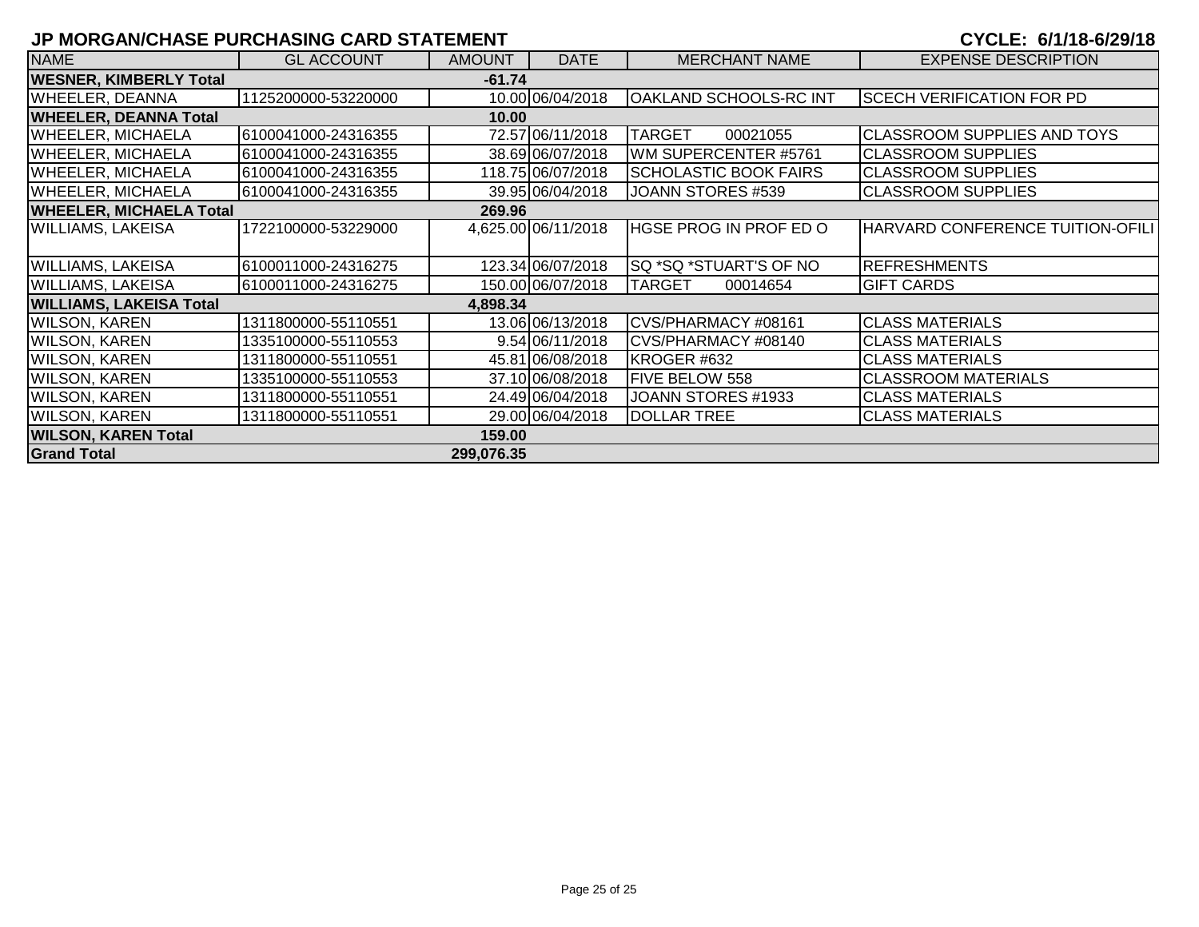## JP MORGAN/CHASE PURCHASING CARD STATEMENT

**CYCLE: 6/1/18-6/29/18**

| NAME | GL ACCOUNT | AMOUNT | DATE | MERCHANT NAME | EXPENSE DESCRIPTION |
|---|---|---|---|---|---|
| **WESNER, KIMBERLY Total** | | **-61.74** | | | |
| WHEELER, DEANNA | 1125200000-53220000 | 10.00 | 06/04/2018 | OAKLAND SCHOOLS-RC INT | SCECH VERIFICATION FOR PD |
| **WHEELER, DEANNA Total** | | **10.00** | | | |
| WHEELER, MICHAELA | 6100041000-24316355 | 72.57 | 06/11/2018 | TARGET 00021055 | CLASSROOM SUPPLIES AND TOYS |
| WHEELER, MICHAELA | 6100041000-24316355 | 38.69 | 06/07/2018 | WM SUPERCENTER #5761 | CLASSROOM SUPPLIES |
| WHEELER, MICHAELA | 6100041000-24316355 | 118.75 | 06/07/2018 | SCHOLASTIC BOOK FAIRS | CLASSROOM SUPPLIES |
| WHEELER, MICHAELA | 6100041000-24316355 | 39.95 | 06/04/2018 | JOANN STORES #539 | CLASSROOM SUPPLIES |
| **WHEELER, MICHAELA Total** | | **269.96** | | | |
| WILLIAMS, LAKEISA | 1722100000-53229000 | 4,625.00 | 06/11/2018 | HGSE PROG IN PROF ED O | HARVARD CONFERENCE TUITION-OFILI |
| WILLIAMS, LAKEISA | 6100011000-24316275 | 123.34 | 06/07/2018 | SQ *SQ *STUART'S OF NO | REFRESHMENTS |
| WILLIAMS, LAKEISA | 6100011000-24316275 | 150.00 | 06/07/2018 | TARGET 00014654 | GIFT CARDS |
| **WILLIAMS, LAKEISA Total** | | **4,898.34** | | | |
| WILSON, KAREN | 1311800000-55110551 | 13.06 | 06/13/2018 | CVS/PHARMACY #08161 | CLASS MATERIALS |
| WILSON, KAREN | 1335100000-55110553 | 9.54 | 06/11/2018 | CVS/PHARMACY #08140 | CLASS MATERIALS |
| WILSON, KAREN | 1311800000-55110551 | 45.81 | 06/08/2018 | KROGER #632 | CLASS MATERIALS |
| WILSON, KAREN | 1335100000-55110553 | 37.10 | 06/08/2018 | FIVE BELOW 558 | CLASSROOM MATERIALS |
| WILSON, KAREN | 1311800000-55110551 | 24.49 | 06/04/2018 | JOANN STORES #1933 | CLASS MATERIALS |
| WILSON, KAREN | 1311800000-55110551 | 29.00 | 06/04/2018 | DOLLAR TREE | CLASS MATERIALS |
| **WILSON, KAREN Total** | | **159.00** | | | |
| **Grand Total** | | **299,076.35** | | | |